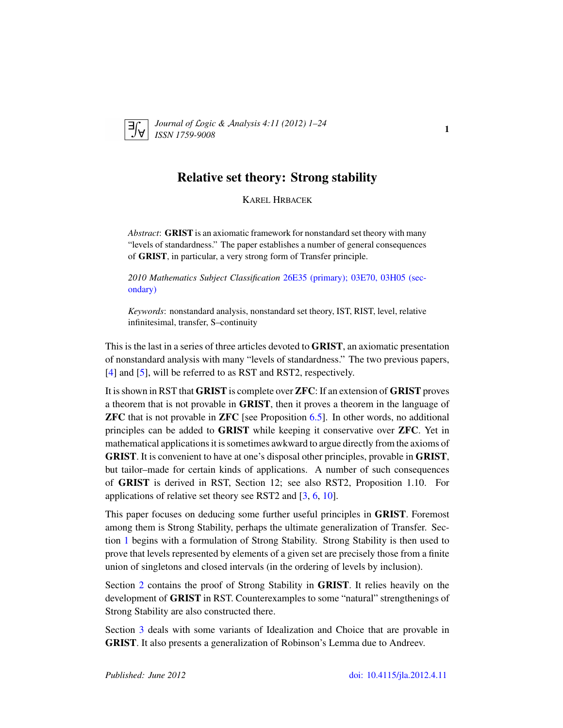# Relative set theory: Strong stability

KAREL HRBACEK

*Abstract*: **GRIST** is an axiomatic framework for nonstandard set theory with many "levels of standardness." The paper establishes a number of general consequences of **GRIST**, in particular, a very strong form of Transfer principle.

*2010 Mathematics Subject Classification* 26E35 (primary); 03E70, 03H05 (secondary)

*Keywords*: nonstandard analysis, nonstandard set theory, IST, RIST, level, relative infinitesimal, transfer, S–continuity

This is the last in a series of three articles devoted to **GRIST**, an axiomatic presentation of nonstandard analysis with many "levels of standardness." The two previous papers, [4] and [5], will be referred to as RST and RST2, respectively.

It is shown in RST that **GRIST** is complete over **ZFC**: If an extension of **GRIST** proves a theorem that is not provable in **GRIST**, then it proves a theorem in the language of **ZFC** that is not provable in **ZFC** [see Proposition 6.5]. In other words, no additional principles can be added to **GRIST** while keeping it conservative over **ZFC**. Yet in mathematical applications it is sometimes awkward to argue directly from the axioms of **GRIST**. It is convenient to have at one's disposal other principles, provable in **GRIST**, but tailor–made for certain kinds of applications. A number of such consequences of **GRIST** is derived in RST, Section 12; see also RST2, Proposition 1.10. For applications of relative set theory see RST2 and [3, 6, 10].

This paper focuses on deducing some further useful principles in **GRIST**. Foremost among them is Strong Stability, perhaps the ultimate generalization of Transfer. Section 1 begins with a formulation of Strong Stability. Strong Stability is then used to prove that levels represented by elements of a given set are precisely those from a finite union of singletons and closed intervals (in the ordering of levels by inclusion).

Section 2 contains the proof of Strong Stability in **GRIST**. It relies heavily on the development of **GRIST** in RST. Counterexamples to some "natural" strengthenings of Strong Stability are also constructed there.

Section 3 deals with some variants of Idealization and Choice that are provable in **GRIST**. It also presents a generalization of Robinson's Lemma due to Andreev.

*Published: June 2012* doi: 10.4115/jla.2012.4.11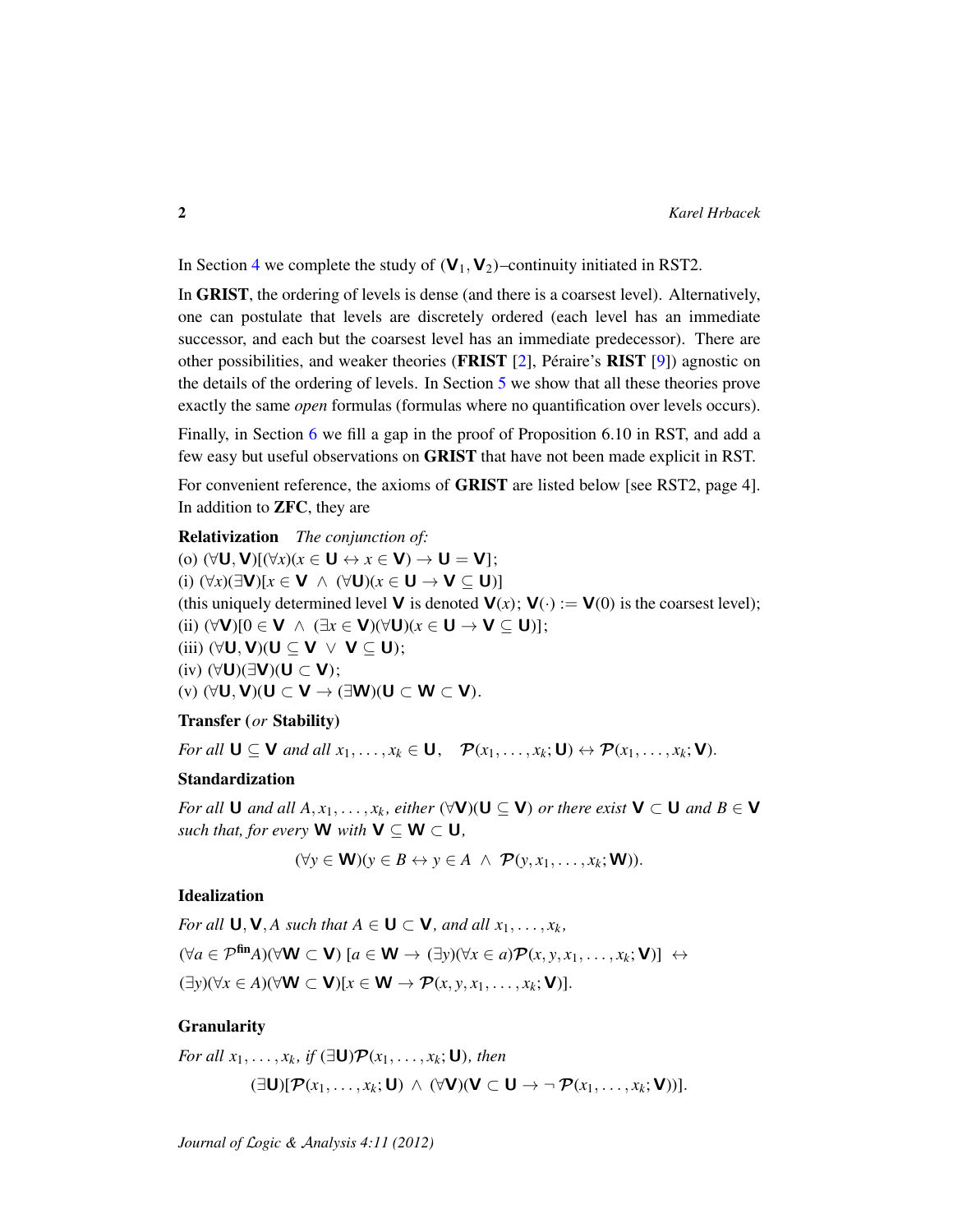In Section 4 we complete the study of $(\mathbf{V}_1, \mathbf{V}_2)$–continuity initiated in RST2.

In **GRIST**, the ordering of levels is dense (and there is a coarsest level). Alternatively, one can postulate that levels are discretely ordered (each level has an immediate successor, and each but the coarsest level has an immediate predecessor). There are other possibilities, and weaker theories (**FRIST** [2], Péraire's **RIST** [9]) agnostic on the details of the ordering of levels. In Section 5 we show that all these theories prove exactly the same *open* formulas (formulas where no quantification over levels occurs).

Finally, in Section 6 we fill a gap in the proof of Proposition 6.10 in RST, and add a few easy but useful observations on **GRIST** that have not been made explicit in RST.

For convenient reference, the axioms of **GRIST** are listed below [see RST2, page 4]. In addition to **ZFC**, they are

**Relativization** *The conjunction of:*
(o) $(\forall \mathbf{U}, \mathbf{V})[(\forall x)(x \in \mathbf{U} \leftrightarrow x \in \mathbf{V}) \rightarrow \mathbf{U} = \mathbf{V}]$;
(i) $(\forall x)(\exists \mathbf{V})[x \in \mathbf{V} \;\wedge\; (\forall \mathbf{U})(x \in \mathbf{U} \rightarrow \mathbf{V} \subseteq \mathbf{U})]$
(this uniquely determined level $\mathbf{V}$ is denoted $\mathbf{V}(x)$; $\mathbf{V}(\cdot) := \mathbf{V}(0)$ is the coarsest level);
(ii) $(\forall \mathbf{V})[0 \in \mathbf{V} \;\wedge\; (\exists x \in \mathbf{V})(\forall \mathbf{U})(x \in \mathbf{U} \rightarrow \mathbf{V} \subseteq \mathbf{U})]$;
(iii) $(\forall \mathbf{U}, \mathbf{V})(\mathbf{U} \subseteq \mathbf{V} \;\vee\; \mathbf{V} \subseteq \mathbf{U})$;
(iv) $(\forall \mathbf{U})(\exists \mathbf{V})(\mathbf{U} \subset \mathbf{V})$;
(v) $(\forall \mathbf{U}, \mathbf{V})(\mathbf{U} \subset \mathbf{V} \rightarrow (\exists \mathbf{W})(\mathbf{U} \subset \mathbf{W} \subset \mathbf{V})$.

**Transfer (*or* Stability)**

*For all* $\mathbf{U} \subseteq \mathbf{V}$ *and all* $x_1, \ldots, x_k \in \mathbf{U}$, $\quad \mathcal{P}(x_1, \ldots, x_k; \mathbf{U}) \leftrightarrow \mathcal{P}(x_1, \ldots, x_k; \mathbf{V})$.

**Standardization**

*For all* $\mathbf{U}$ *and all* $A, x_1, \ldots, x_k$, *either* $(\forall \mathbf{V})(\mathbf{U} \subseteq \mathbf{V})$ *or there exist* $\mathbf{V} \subset \mathbf{U}$ *and* $B \in \mathbf{V}$ *such that, for every* $\mathbf{W}$ *with* $\mathbf{V} \subseteq \mathbf{W} \subset \mathbf{U}$,

$$(\forall y \in \mathbf{W})(y \in B \leftrightarrow y \in A \;\wedge\; \mathcal{P}(y, x_1, \ldots, x_k; \mathbf{W})).$$

**Idealization**

*For all* $\mathbf{U}, \mathbf{V}, A$ *such that* $A \in \mathbf{U} \subset \mathbf{V}$, *and all* $x_1, \ldots, x_k$,
$(\forall a \in \mathcal{P}^{\mathbf{fin}} A)(\forall \mathbf{W} \subset \mathbf{V})\; [a \in \mathbf{W} \rightarrow (\exists y)(\forall x \in a)\mathcal{P}(x, y, x_1, \ldots, x_k; \mathbf{V})] \;\leftrightarrow$
$(\exists y)(\forall x \in A)(\forall \mathbf{W} \subset \mathbf{V})[x \in \mathbf{W} \rightarrow \mathcal{P}(x, y, x_1, \ldots, x_k; \mathbf{V})]$.

**Granularity**

*For all* $x_1, \ldots, x_k$, *if* $(\exists \mathbf{U})\mathcal{P}(x_1, \ldots, x_k; \mathbf{U})$, *then*

$$(\exists \mathbf{U})[\mathcal{P}(x_1, \ldots, x_k; \mathbf{U}) \;\wedge\; (\forall \mathbf{V})(\mathbf{V} \subset \mathbf{U} \rightarrow \neg\, \mathcal{P}(x_1, \ldots, x_k; \mathbf{V}))].$$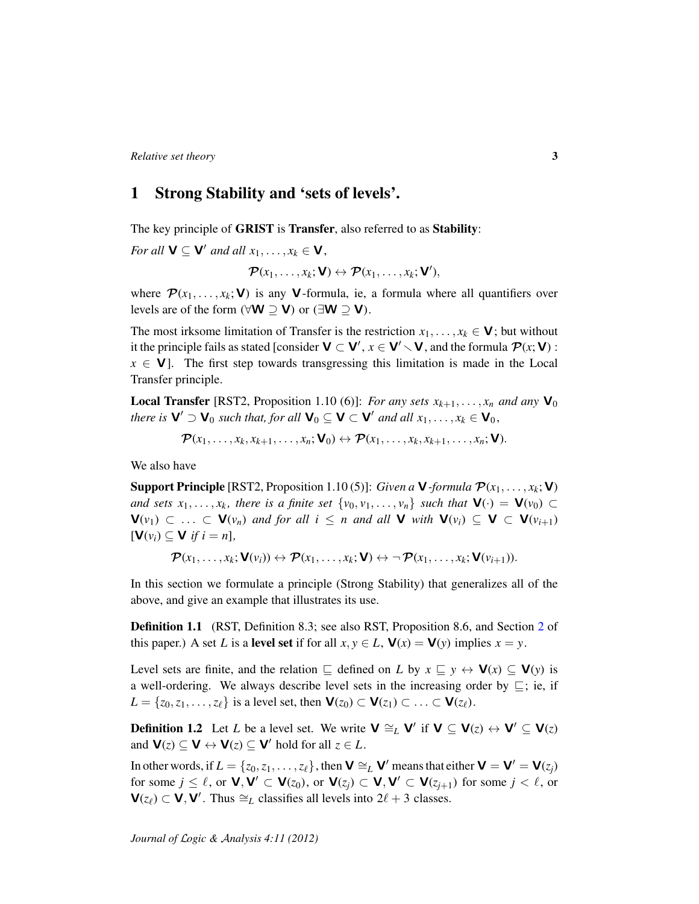# 1 Strong Stability and ‘sets of levels’.

The key principle of **GRIST** is **Transfer**, also referred to as **Stability**:

*For all* $\mathbf{V} \subseteq \mathbf{V}'$ *and all* $x_1, \dots, x_k \in \mathbf{V}$,

$$\mathcal{P}(x_1, \dots, x_k; \mathbf{V}) \leftrightarrow \mathcal{P}(x_1, \dots, x_k; \mathbf{V}'),$$

where $\mathcal{P}(x_1, \dots, x_k; \mathbf{V})$ is any $\mathbf{V}$-formula, ie, a formula where all quantifiers over levels are of the form $(\forall \mathbf{W} \supseteq \mathbf{V})$ or $(\exists \mathbf{W} \supseteq \mathbf{V})$.

The most irksome limitation of Transfer is the restriction $x_1, \dots, x_k \in \mathbf{V}$; but without it the principle fails as stated [consider $\mathbf{V} \subset \mathbf{V}'$, $x \in \mathbf{V}' \setminus \mathbf{V}$, and the formula $\mathcal{P}(x; \mathbf{V}) : x \in \mathbf{V}$]. The first step towards transgressing this limitation is made in the Local Transfer principle.

**Local Transfer** [RST2, Proposition 1.10 (6)]: *For any sets* $x_{k+1}, \dots, x_n$ *and any* $\mathbf{V}_0$ *there is* $\mathbf{V}' \supset \mathbf{V}_0$ *such that, for all* $\mathbf{V}_0 \subseteq \mathbf{V} \subset \mathbf{V}'$ *and all* $x_1, \dots, x_k \in \mathbf{V}_0$,

$$\mathcal{P}(x_1, \dots, x_k, x_{k+1}, \dots, x_n; \mathbf{V}_0) \leftrightarrow \mathcal{P}(x_1, \dots, x_k, x_{k+1}, \dots, x_n; \mathbf{V}).$$

We also have

**Support Principle** [RST2, Proposition 1.10 (5)]: *Given a* $\mathbf{V}$*-formula* $\mathcal{P}(x_1, \dots, x_k; \mathbf{V})$ *and sets* $x_1, \dots, x_k$, *there is a finite set* $\{v_0, v_1, \dots, v_n\}$ *such that* $\mathbf{V}(\cdot) = \mathbf{V}(v_0) \subset \mathbf{V}(v_1) \subset \dots \subset \mathbf{V}(v_n)$ *and for all* $i \leq n$ *and all* $\mathbf{V}$ *with* $\mathbf{V}(v_i) \subseteq \mathbf{V} \subset \mathbf{V}(v_{i+1})$ [$\mathbf{V}(v_i) \subseteq \mathbf{V}$ *if* $i = n$],

$$\mathcal{P}(x_1, \dots, x_k; \mathbf{V}(v_i)) \leftrightarrow \mathcal{P}(x_1, \dots, x_k; \mathbf{V}) \leftrightarrow \neg\, \mathcal{P}(x_1, \dots, x_k; \mathbf{V}(v_{i+1})).$$

In this section we formulate a principle (Strong Stability) that generalizes all of the above, and give an example that illustrates its use.

**Definition 1.1** (RST, Definition 8.3; see also RST, Proposition 8.6, and Section 2 of this paper.) A set $L$ is a **level set** if for all $x, y \in L$, $\mathbf{V}(x) = \mathbf{V}(y)$ implies $x = y$.

Level sets are finite, and the relation $\sqsubseteq$ defined on $L$ by $x \sqsubseteq y \leftrightarrow \mathbf{V}(x) \subseteq \mathbf{V}(y)$ is a well-ordering. We always describe level sets in the increasing order by $\sqsubseteq$; ie, if $L = \{z_0, z_1, \dots, z_\ell\}$ is a level set, then $\mathbf{V}(z_0) \subset \mathbf{V}(z_1) \subset \dots \subset \mathbf{V}(z_\ell)$.

**Definition 1.2** Let $L$ be a level set. We write $\mathbf{V} \cong_L \mathbf{V}'$ if $\mathbf{V} \subseteq \mathbf{V}(z) \leftrightarrow \mathbf{V}' \subseteq \mathbf{V}(z)$ and $\mathbf{V}(z) \subseteq \mathbf{V} \leftrightarrow \mathbf{V}(z) \subseteq \mathbf{V}'$ hold for all $z \in L$.

In other words, if $L = \{z_0, z_1, \dots, z_\ell\}$, then $\mathbf{V} \cong_L \mathbf{V}'$ means that either $\mathbf{V} = \mathbf{V}' = \mathbf{V}(z_j)$ for some $j \leq \ell$, or $\mathbf{V}, \mathbf{V}' \subset \mathbf{V}(z_0)$, or $\mathbf{V}(z_j) \subset \mathbf{V}, \mathbf{V}' \subset \mathbf{V}(z_{j+1})$ for some $j < \ell$, or $\mathbf{V}(z_\ell) \subset \mathbf{V}, \mathbf{V}'$. Thus $\cong_L$ classifies all levels into $2\ell + 3$ classes.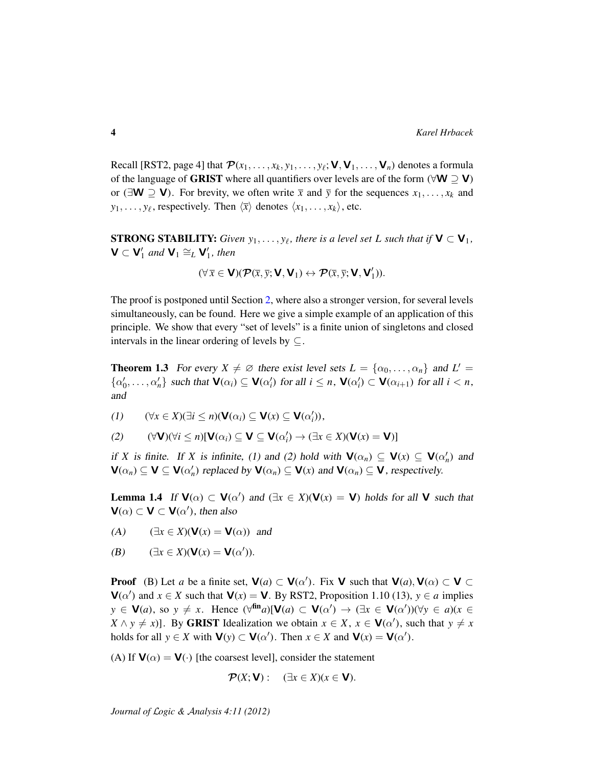Recall [RST2, page 4] that $\mathcal{P}(x_1, \dots, x_k, y_1, \dots, y_\ell; \mathbf{V}, \mathbf{V}_1, \dots, \mathbf{V}_n)$ denotes a formula of the language of **GRIST** where all quantifiers over levels are of the form $(\forall \mathbf{W} \supseteq \mathbf{V})$ or $(\exists \mathbf{W} \supseteq \mathbf{V})$. For brevity, we often write $\overline{x}$ and $\overline{y}$ for the sequences $x_1, \dots, x_k$ and $y_1, \dots, y_\ell$, respectively. Then $\langle \overline{x} \rangle$ denotes $\langle x_1, \dots, x_k \rangle$, etc.

**STRONG STABILITY:** *Given $y_1, \dots, y_\ell$, there is a level set $L$ such that if $\mathbf{V} \subset \mathbf{V}_1$, $\mathbf{V} \subset \mathbf{V}'_1$ and $\mathbf{V}_1 \cong_L \mathbf{V}'_1$, then*

$$(\forall \overline{x} \in \mathbf{V})(\mathcal{P}(\overline{x}, \overline{y}; \mathbf{V}, \mathbf{V}_1) \leftrightarrow \mathcal{P}(\overline{x}, \overline{y}; \mathbf{V}, \mathbf{V}'_1)).$$

The proof is postponed until Section 2, where also a stronger version, for several levels simultaneously, can be found. Here we give a simple example of an application of this principle. We show that every "set of levels" is a finite union of singletons and closed intervals in the linear ordering of levels by $\subseteq$.

**Theorem 1.3** *For every $X \neq \varnothing$ there exist level sets $L = \{\alpha_0, \dots, \alpha_n\}$ and $L' = \{\alpha'_0, \dots, \alpha'_n\}$ such that $\mathbf{V}(\alpha_i) \subseteq \mathbf{V}(\alpha'_i)$ for all $i \leq n$, $\mathbf{V}(\alpha'_i) \subset \mathbf{V}(\alpha_{i+1})$ for all $i < n$, and*

*(1)* $\qquad (\forall x \in X)(\exists i \leq n)(\mathbf{V}(\alpha_i) \subseteq \mathbf{V}(x) \subseteq \mathbf{V}(\alpha'_i)),$

*(2)* $\qquad (\forall \mathbf{V})(\forall i \leq n)[\mathbf{V}(\alpha_i) \subseteq \mathbf{V} \subseteq \mathbf{V}(\alpha'_i) \rightarrow (\exists x \in X)(\mathbf{V}(x) = \mathbf{V})]$

*if $X$ is finite. If $X$ is infinite, (1) and (2) hold with $\mathbf{V}(\alpha_n) \subseteq \mathbf{V}(x) \subseteq \mathbf{V}(\alpha'_n)$ and $\mathbf{V}(\alpha_n) \subseteq \mathbf{V} \subseteq \mathbf{V}(\alpha'_n)$ replaced by $\mathbf{V}(\alpha_n) \subseteq \mathbf{V}(x)$ and $\mathbf{V}(\alpha_n) \subseteq \mathbf{V}$, respectively.*

**Lemma 1.4** *If $\mathbf{V}(\alpha) \subset \mathbf{V}(\alpha')$ and $(\exists x \in X)(\mathbf{V}(x) = \mathbf{V})$ holds for all $\mathbf{V}$ such that $\mathbf{V}(\alpha) \subset \mathbf{V} \subset \mathbf{V}(\alpha')$, then also*

*(A)* $\qquad (\exists x \in X)(\mathbf{V}(x) = \mathbf{V}(\alpha))$ *and*

*(B)* $\qquad (\exists x \in X)(\mathbf{V}(x) = \mathbf{V}(\alpha')).$

**Proof** (B) Let $a$ be a finite set, $\mathbf{V}(a) \subset \mathbf{V}(\alpha')$. Fix $\mathbf{V}$ such that $\mathbf{V}(a), \mathbf{V}(\alpha) \subset \mathbf{V} \subset \mathbf{V}(\alpha')$ and $x \in X$ such that $\mathbf{V}(x) = \mathbf{V}$. By RST2, Proposition 1.10 (13), $y \in a$ implies $y \in \mathbf{V}(a)$, so $y \neq x$. Hence $(\forall^{\mathbf{fin}} a)[\mathbf{V}(a) \subset \mathbf{V}(\alpha') \rightarrow (\exists x \in \mathbf{V}(\alpha'))(\forall y \in a)(x \in X \wedge y \neq x)]$. By **GRIST** Idealization we obtain $x \in X$, $x \in \mathbf{V}(\alpha')$, such that $y \neq x$ holds for all $y \in X$ with $\mathbf{V}(y) \subset \mathbf{V}(\alpha')$. Then $x \in X$ and $\mathbf{V}(x) = \mathbf{V}(\alpha')$.

(A) If $\mathbf{V}(\alpha) = \mathbf{V}(\cdot)$ [the coarsest level], consider the statement

$$\mathcal{P}(X; \mathbf{V}) : \quad (\exists x \in X)(x \in \mathbf{V}).$$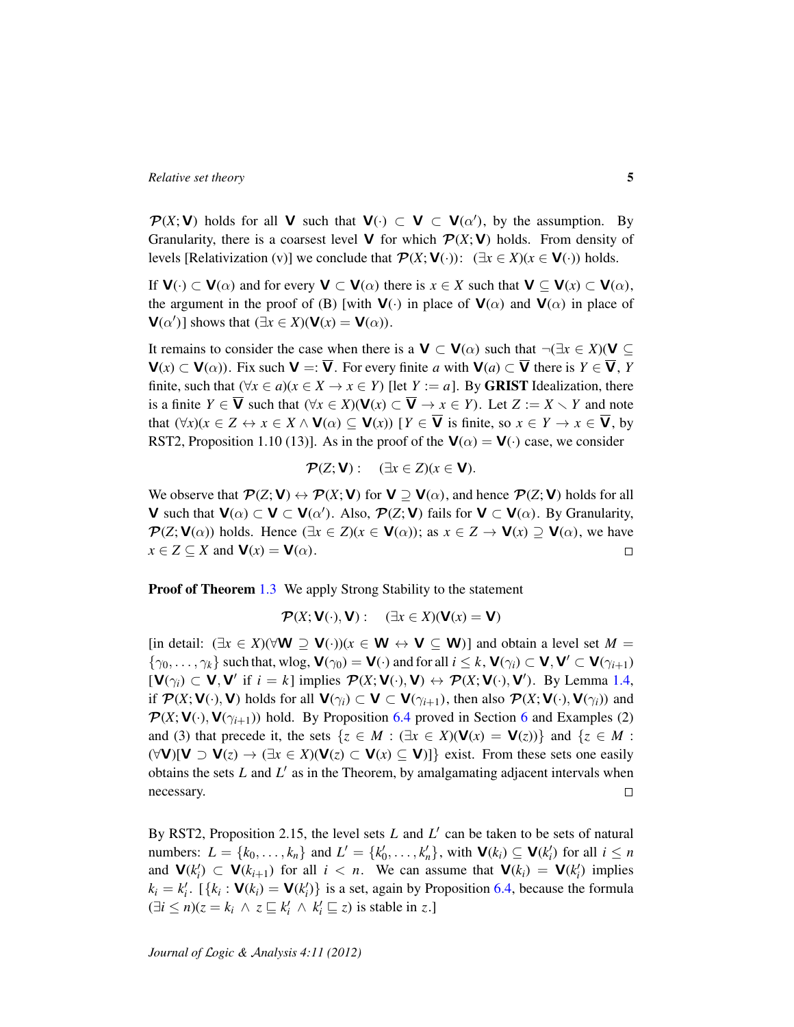$\mathcal{P}(X;\mathbf{V})$ holds for all $\mathbf{V}$ such that $\mathbf{V}(\cdot) \subset \mathbf{V} \subset \mathbf{V}(\alpha')$, by the assumption. By Granularity, there is a coarsest level $\mathbf{V}$ for which $\mathcal{P}(X;\mathbf{V})$ holds. From density of levels [Relativization (v)] we conclude that $\mathcal{P}(X;\mathbf{V}(\cdot))$: $(\exists x \in X)(x \in \mathbf{V}(\cdot))$ holds.

If $\mathbf{V}(\cdot) \subset \mathbf{V}(\alpha)$ and for every $\mathbf{V} \subset \mathbf{V}(\alpha)$ there is $x \in X$ such that $\mathbf{V} \subseteq \mathbf{V}(x) \subset \mathbf{V}(\alpha)$, the argument in the proof of (B) [with $\mathbf{V}(\cdot)$ in place of $\mathbf{V}(\alpha)$ and $\mathbf{V}(\alpha)$ in place of $\mathbf{V}(\alpha')$] shows that $(\exists x \in X)(\mathbf{V}(x) = \mathbf{V}(\alpha))$.

It remains to consider the case when there is a $\mathbf{V} \subset \mathbf{V}(\alpha)$ such that $\neg(\exists x \in X)(\mathbf{V} \subseteq \mathbf{V}(x) \subset \mathbf{V}(\alpha))$. Fix such $\mathbf{V} =: \overline{\mathbf{V}}$. For every finite $a$ with $\mathbf{V}(a) \subset \overline{\mathbf{V}}$ there is $Y \in \overline{\mathbf{V}}$, $Y$ finite, such that $(\forall x \in a)(x \in X \to x \in Y)$ [let $Y := a$]. By **GRIST** Idealization, there is a finite $Y \in \overline{\mathbf{V}}$ such that $(\forall x \in X)(\mathbf{V}(x) \subset \overline{\mathbf{V}} \to x \in Y)$. Let $Z := X \setminus Y$ and note that $(\forall x)(x \in Z \leftrightarrow x \in X \wedge \mathbf{V}(\alpha) \subseteq \mathbf{V}(x))$ [$Y \in \overline{\mathbf{V}}$ is finite, so $x \in Y \to x \in \overline{\mathbf{V}}$, by RST2, Proposition 1.10 (13)]. As in the proof of the $\mathbf{V}(\alpha) = \mathbf{V}(\cdot)$ case, we consider

$$\mathcal{P}(Z;\mathbf{V}): \quad (\exists x \in Z)(x \in \mathbf{V}).$$

We observe that $\mathcal{P}(Z;\mathbf{V}) \leftrightarrow \mathcal{P}(X;\mathbf{V})$ for $\mathbf{V} \supseteq \mathbf{V}(\alpha)$, and hence $\mathcal{P}(Z;\mathbf{V})$ holds for all $\mathbf{V}$ such that $\mathbf{V}(\alpha) \subset \mathbf{V} \subset \mathbf{V}(\alpha')$. Also, $\mathcal{P}(Z;\mathbf{V})$ fails for $\mathbf{V} \subset \mathbf{V}(\alpha)$. By Granularity, $\mathcal{P}(Z;\mathbf{V}(\alpha))$ holds. Hence $(\exists x \in Z)(x \in \mathbf{V}(\alpha))$; as $x \in Z \to \mathbf{V}(x) \supseteq \mathbf{V}(\alpha)$, we have $x \in Z \subseteq X$ and $\mathbf{V}(x) = \mathbf{V}(\alpha)$. □

**Proof of Theorem 1.3** We apply Strong Stability to the statement

$$\mathcal{P}(X;\mathbf{V}(\cdot),\mathbf{V}): \quad (\exists x \in X)(\mathbf{V}(x) = \mathbf{V})$$

[in detail: $(\exists x \in X)(\forall \mathbf{W} \supseteq \mathbf{V}(\cdot))(x \in \mathbf{W} \leftrightarrow \mathbf{V} \subseteq \mathbf{W})$] and obtain a level set $M = \{\gamma_0, \ldots, \gamma_k\}$ such that, wlog, $\mathbf{V}(\gamma_0) = \mathbf{V}(\cdot)$ and for all $i \leq k$, $\mathbf{V}(\gamma_i) \subset \mathbf{V}, \mathbf{V}' \subset \mathbf{V}(\gamma_{i+1})$ [$\mathbf{V}(\gamma_i) \subset \mathbf{V}, \mathbf{V}'$ if $i = k$] implies $\mathcal{P}(X;\mathbf{V}(\cdot),\mathbf{V}) \leftrightarrow \mathcal{P}(X;\mathbf{V}(\cdot),\mathbf{V}')$. By Lemma 1.4, if $\mathcal{P}(X;\mathbf{V}(\cdot),\mathbf{V})$ holds for all $\mathbf{V}(\gamma_i) \subset \mathbf{V} \subset \mathbf{V}(\gamma_{i+1})$, then also $\mathcal{P}(X;\mathbf{V}(\cdot),\mathbf{V}(\gamma_i))$ and $\mathcal{P}(X;\mathbf{V}(\cdot),\mathbf{V}(\gamma_{i+1}))$ hold. By Proposition 6.4 proved in Section 6 and Examples (2) and (3) that precede it, the sets $\{z \in M : (\exists x \in X)(\mathbf{V}(x) = \mathbf{V}(z))\}$ and $\{z \in M : (\forall \mathbf{V})[\mathbf{V} \supset \mathbf{V}(z) \to (\exists x \in X)(\mathbf{V}(z) \subset \mathbf{V}(x) \subseteq \mathbf{V})]\}$ exist. From these sets one easily obtains the sets $L$ and $L'$ as in the Theorem, by amalgamating adjacent intervals when necessary. □

By RST2, Proposition 2.15, the level sets $L$ and $L'$ can be taken to be sets of natural numbers: $L = \{k_0, \ldots, k_n\}$ and $L' = \{k'_0, \ldots, k'_n\}$, with $\mathbf{V}(k_i) \subseteq \mathbf{V}(k'_i)$ for all $i \leq n$ and $\mathbf{V}(k'_i) \subset \mathbf{V}(k_{i+1})$ for all $i < n$. We can assume that $\mathbf{V}(k_i) = \mathbf{V}(k'_i)$ implies $k_i = k'_i$. [$\{k_i : \mathbf{V}(k_i) = \mathbf{V}(k'_i)\}$ is a set, again by Proposition 6.4, because the formula $(\exists i \leq n)(z = k_i \wedge z \sqsubseteq k'_i \wedge k'_i \sqsubseteq z)$ is stable in $z$.]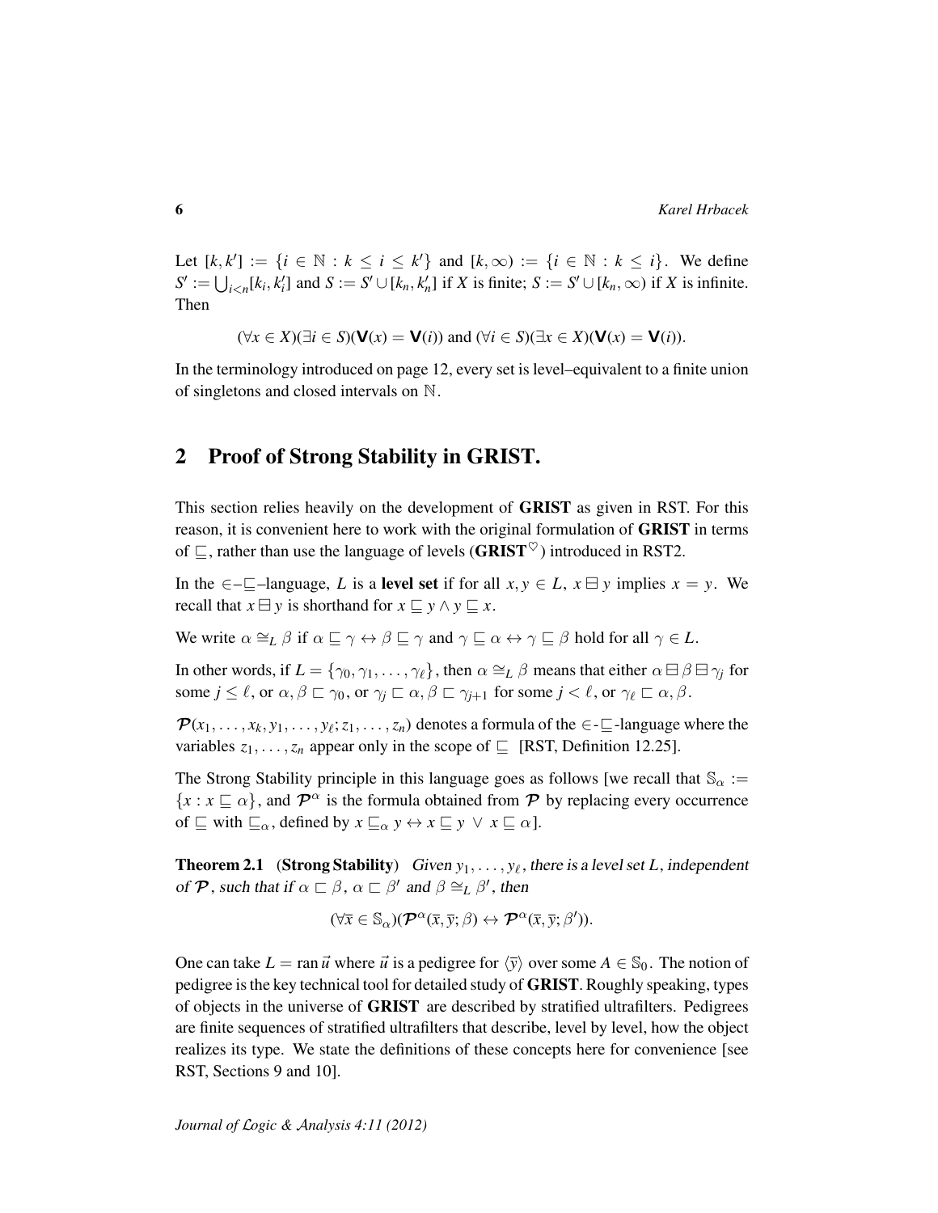Let $[k, k'] := \{i \in \mathbb{N} : k \leq i \leq k'\}$ and $[k, \infty) := \{i \in \mathbb{N} : k \leq i\}$. We define $S' := \bigcup_{i<n}[k_i, k_i']$ and $S := S' \cup [k_n, k_n']$ if $X$ is finite; $S := S' \cup [k_n, \infty)$ if $X$ is infinite. Then

$$(\forall x \in X)(\exists i \in S)(\mathbf{V}(x) = \mathbf{V}(i)) \text{ and } (\forall i \in S)(\exists x \in X)(\mathbf{V}(x) = \mathbf{V}(i)).$$

In the terminology introduced on page 12, every set is level–equivalent to a finite union of singletons and closed intervals on $\mathbb{N}$.

## 2 Proof of Strong Stability in GRIST.

This section relies heavily on the development of **GRIST** as given in RST. For this reason, it is convenient here to work with the original formulation of **GRIST** in terms of $\sqsubseteq$, rather than use the language of levels (**GRIST**$^\heartsuit$) introduced in RST2.

In the $\in$–$\sqsubseteq$–language, $L$ is a **level set** if for all $x, y \in L$, $x \boxminus y$ implies $x = y$. We recall that $x \boxminus y$ is shorthand for $x \sqsubseteq y \wedge y \sqsubseteq x$.

We write $\alpha \cong_L \beta$ if $\alpha \sqsubseteq \gamma \leftrightarrow \beta \sqsubseteq \gamma$ and $\gamma \sqsubseteq \alpha \leftrightarrow \gamma \sqsubseteq \beta$ hold for all $\gamma \in L$.

In other words, if $L = \{\gamma_0, \gamma_1, \ldots, \gamma_\ell\}$, then $\alpha \cong_L \beta$ means that either $\alpha \boxminus \beta \boxminus \gamma_j$ for some $j \leq \ell$, or $\alpha, \beta \sqsubset \gamma_0$, or $\gamma_j \sqsubset \alpha, \beta \sqsubset \gamma_{j+1}$ for some $j < \ell$, or $\gamma_\ell \sqsubset \alpha, \beta$.

$\mathcal{P}(x_1, \ldots, x_k, y_1, \ldots, y_\ell; z_1, \ldots, z_n)$ denotes a formula of the $\in$-$\sqsubseteq$-language where the variables $z_1, \ldots, z_n$ appear only in the scope of $\sqsubseteq$ [RST, Definition 12.25].

The Strong Stability principle in this language goes as follows [we recall that $\mathbb{S}_\alpha := \{x : x \sqsubseteq \alpha\}$, and $\mathcal{P}^\alpha$ is the formula obtained from $\mathcal{P}$ by replacing every occurrence of $\sqsubseteq$ with $\sqsubseteq_\alpha$, defined by $x \sqsubseteq_\alpha y \leftrightarrow x \sqsubseteq y \,\vee\, x \sqsubseteq \alpha$].

**Theorem 2.1** (**Strong Stability**) *Given $y_1, \ldots, y_\ell$, there is a level set $L$, independent of $\mathcal{P}$, such that if $\alpha \sqsubset \beta$, $\alpha \sqsubset \beta'$ and $\beta \cong_L \beta'$, then*

$$(\forall \overline{x} \in \mathbb{S}_\alpha)(\mathcal{P}^\alpha(\overline{x}, \overline{y}; \beta) \leftrightarrow \mathcal{P}^\alpha(\overline{x}, \overline{y}; \beta')).$$

One can take $L = \operatorname{ran} \vec{u}$ where $\vec{u}$ is a pedigree for $\langle \overline{y} \rangle$ over some $A \in \mathbb{S}_0$. The notion of pedigree is the key technical tool for detailed study of **GRIST**. Roughly speaking, types of objects in the universe of **GRIST** are described by stratified ultrafilters. Pedigrees are finite sequences of stratified ultrafilters that describe, level by level, how the object realizes its type. We state the definitions of these concepts here for convenience [see RST, Sections 9 and 10].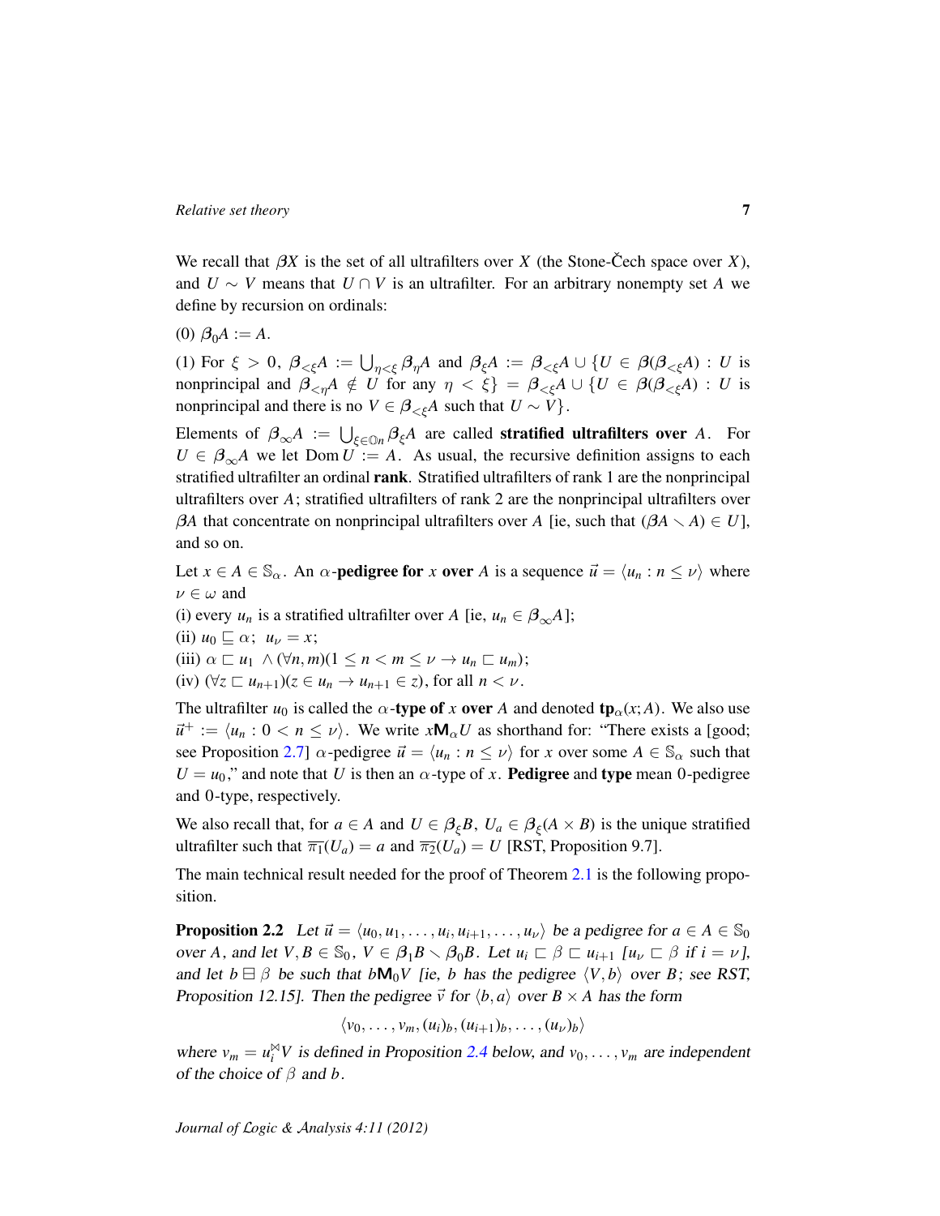We recall that $\beta X$ is the set of all ultrafilters over $X$ (the Stone-Čech space over $X$), and $U \sim V$ means that $U \cap V$ is an ultrafilter. For an arbitrary nonempty set $A$ we define by recursion on ordinals:

(0) $\boldsymbol{\beta}_0 A := A$.

(1) For $\xi > 0$, $\boldsymbol{\beta}_{<\xi} A := \bigcup_{\eta<\xi} \boldsymbol{\beta}_\eta A$ and $\boldsymbol{\beta}_\xi A := \boldsymbol{\beta}_{<\xi} A \cup \{U \in \boldsymbol{\beta}(\boldsymbol{\beta}_{<\xi} A) : U$ is nonprincipal and $\boldsymbol{\beta}_{<\eta} A \notin U$ for any $\eta < \xi\} = \boldsymbol{\beta}_{<\xi} A \cup \{U \in \boldsymbol{\beta}(\boldsymbol{\beta}_{<\xi} A) : U$ is nonprincipal and there is no $V \in \boldsymbol{\beta}_{<\xi} A$ such that $U \sim V\}$.

Elements of $\boldsymbol{\beta}_\infty A := \bigcup_{\xi \in \mathbb{O}n} \boldsymbol{\beta}_\xi A$ are called **stratified ultrafilters over** $A$. For $U \in \boldsymbol{\beta}_\infty A$ we let $\operatorname{Dom} U := A$. As usual, the recursive definition assigns to each stratified ultrafilter an ordinal **rank**. Stratified ultrafilters of rank 1 are the nonprincipal ultrafilters over $A$; stratified ultrafilters of rank 2 are the nonprincipal ultrafilters over $\boldsymbol{\beta} A$ that concentrate on nonprincipal ultrafilters over $A$ [ie, such that $(\boldsymbol{\beta} A \smallsetminus A) \in U$], and so on.

Let $x \in A \in \mathbb{S}_\alpha$. An $\alpha$-**pedigree for** $x$ **over** $A$ is a sequence $\vec{u} = \langle u_n : n \leq \nu \rangle$ where $\nu \in \omega$ and

(i) every $u_n$ is a stratified ultrafilter over $A$ [ie, $u_n \in \boldsymbol{\beta}_\infty A$];

(ii) $u_0 \sqsubseteq \alpha$; $u_\nu = x$;

(iii) $\alpha \sqsubset u_1 \wedge (\forall n, m)(1 \leq n < m \leq \nu \to u_n \sqsubset u_m)$;

(iv) $(\forall z \sqsubset u_{n+1})(z \in u_n \to u_{n+1} \in z)$, for all $n < \nu$.

The ultrafilter $u_0$ is called the $\alpha$-**type of** $x$ **over** $A$ and denoted $\mathbf{tp}_\alpha(x; A)$. We also use $\vec{u}^+ := \langle u_n : 0 < n \leq \nu \rangle$. We write $x\mathsf{M}_\alpha U$ as shorthand for: "There exists a [good; see Proposition 2.7] $\alpha$-pedigree $\vec{u} = \langle u_n : n \leq \nu \rangle$ for $x$ over some $A \in \mathbb{S}_\alpha$ such that $U = u_0$," and note that $U$ is then an $\alpha$-type of $x$. **Pedigree** and **type** mean $0$-pedigree and $0$-type, respectively.

We also recall that, for $a \in A$ and $U \in \boldsymbol{\beta}_\xi B$, $U_a \in \boldsymbol{\beta}_\xi(A \times B)$ is the unique stratified ultrafilter such that $\overline{\pi_1}(U_a) = a$ and $\overline{\pi_2}(U_a) = U$ [RST, Proposition 9.7].

The main technical result needed for the proof of Theorem 2.1 is the following proposition.

**Proposition 2.2** *Let $\vec{u} = \langle u_0, u_1, \ldots, u_i, u_{i+1}, \ldots, u_\nu \rangle$ be a pedigree for $a \in A \in \mathbb{S}_0$ over $A$, and let $V, B \in \mathbb{S}_0$, $V \in \boldsymbol{\beta}_1 B \smallsetminus \boldsymbol{\beta}_0 B$. Let $u_i \sqsubset \beta \sqsubset u_{i+1}$ [$u_\nu \sqsubset \beta$ if $i = \nu$], and let $b \boxminus \beta$ be such that $b\mathsf{M}_0 V$ [ie, $b$ has the pedigree $\langle V, b \rangle$ over $B$; see RST, Proposition 12.15]. Then the pedigree $\vec{v}$ for $\langle b, a \rangle$ over $B \times A$ has the form*

$$\langle v_0, \ldots, v_m, (u_i)_b, (u_{i+1})_b, \ldots, (u_\nu)_b \rangle$$

*where $v_m = u_i^{\bowtie} V$ is defined in Proposition 2.4 below, and $v_0, \ldots, v_m$ are independent of the choice of $\beta$ and $b$.*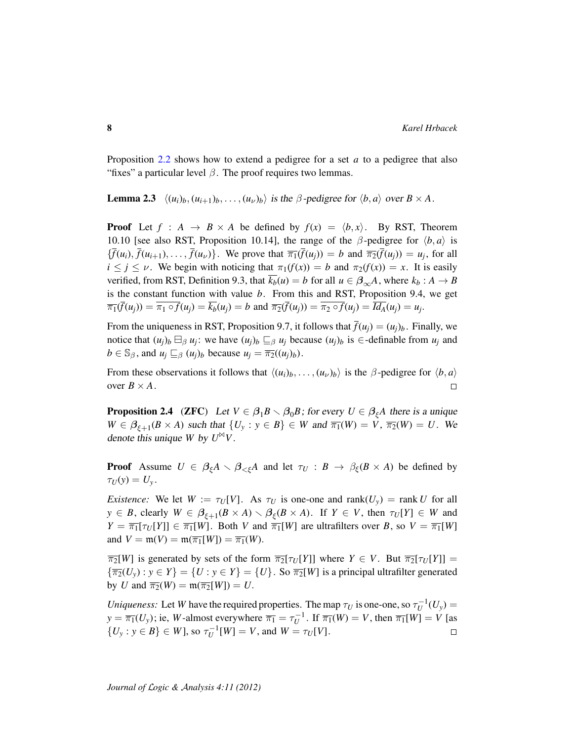Proposition 2.2 shows how to extend a pedigree for a set $a$ to a pedigree that also "fixes" a particular level $\beta$. The proof requires two lemmas.

**Lemma 2.3** *$\langle (u_i)_b, (u_{i+1})_b, \ldots, (u_\nu)_b \rangle$ is the $\beta$-pedigree for $\langle b, a\rangle$ over $B \times A$.*

**Proof** Let $f : A \to B \times A$ be defined by $f(x) = \langle b, x\rangle$. By RST, Theorem 10.10 [see also RST, Proposition 10.14], the range of the $\beta$-pedigree for $\langle b, a\rangle$ is $\{\overline{f}(u_i), \overline{f}(u_{i+1}), \ldots, \overline{f}(u_\nu)\}$. We prove that $\overline{\pi_1}(\overline{f}(u_j)) = b$ and $\overline{\pi_2}(\overline{f}(u_j)) = u_j$, for all $i \le j \le \nu$. We begin with noticing that $\pi_1(f(x)) = b$ and $\pi_2(f(x)) = x$. It is easily verified, from RST, Definition 9.3, that $\overline{k_b}(u) = b$ for all $u \in \boldsymbol{\beta}_\infty A$, where $k_b : A \to B$ is the constant function with value $b$. From this and RST, Proposition 9.4, we get $\overline{\pi_1}(\overline{f}(u_j)) = \overline{\pi_1 \circ f}(u_j) = \overline{k_b}(u_j) = b$ and $\overline{\pi_2}(\overline{f}(u_j)) = \overline{\pi_2 \circ f}(u_j) = \overline{Id_A}(u_j) = u_j$.

From the uniqueness in RST, Proposition 9.7, it follows that $\overline{f}(u_j) = (u_j)_b$. Finally, we notice that $(u_j)_b \boxminus_\beta u_j$: we have $(u_j)_b \sqsubseteq_\beta u_j$ because $(u_j)_b$ is $\in$-definable from $u_j$ and $b \in \mathbb{S}_\beta$, and $u_j \sqsubseteq_\beta (u_j)_b$ because $u_j = \overline{\pi_2}((u_j)_b)$.

From these observations it follows that $\langle (u_i)_b, \ldots, (u_\nu)_b\rangle$ is the $\beta$-pedigree for $\langle b, a\rangle$ over $B \times A$. □

**Proposition 2.4** (**ZFC**) *Let $V \in \boldsymbol{\beta}_1 B \smallsetminus \boldsymbol{\beta}_0 B$; for every $U \in \boldsymbol{\beta}_\xi A$ there is a unique $W \in \boldsymbol{\beta}_{\xi+1}(B \times A)$ such that $\{U_y : y \in B\} \in W$ and $\overline{\pi_1}(W) = V$, $\overline{\pi_2}(W) = U$. We denote this unique $W$ by $U^{\bowtie} V$.*

**Proof** Assume $U \in \boldsymbol{\beta}_\xi A \smallsetminus \boldsymbol{\beta}_{<\xi} A$ and let $\tau_U : B \to \beta_\xi(B \times A)$ be defined by $\tau_U(y) = U_y$.

*Existence:* We let $W := \tau_U[V]$. As $\tau_U$ is one-one and $\operatorname{rank}(U_y) = \operatorname{rank} U$ for all $y \in B$, clearly $W \in \boldsymbol{\beta}_{\xi+1}(B \times A) \smallsetminus \boldsymbol{\beta}_\xi(B \times A)$. If $Y \in V$, then $\tau_U[Y] \in W$ and $Y = \overline{\pi_1}[\tau_U[Y]] \in \overline{\pi_1}[W]$. Both $V$ and $\overline{\pi_1}[W]$ are ultrafilters over $B$, so $V = \overline{\pi_1}[W]$ and $V = \mathfrak{m}(V) = \mathfrak{m}(\overline{\pi_1}[W]) = \overline{\pi_1}(W)$.

$\overline{\pi_2}[W]$ is generated by sets of the form $\overline{\pi_2}[\tau_U[Y]]$ where $Y \in V$. But $\overline{\pi_2}[\tau_U[Y]] = \{\overline{\pi_2}(U_y) : y \in Y\} = \{U : y \in Y\} = \{U\}$. So $\overline{\pi_2}[W]$ is a principal ultrafilter generated by $U$ and $\overline{\pi_2}(W) = \mathfrak{m}(\overline{\pi_2}[W]) = U$.

*Uniqueness:* Let $W$ have the required properties. The map $\tau_U$ is one-one, so $\tau_U^{-1}(U_y) = y = \overline{\pi_1}(U_y)$; ie, $W$-almost everywhere $\overline{\pi_1} = \tau_U^{-1}$. If $\overline{\pi_1}(W) = V$, then $\overline{\pi_1}[W] = V$ [as $\{U_y : y \in B\} \in W$], so $\tau_U^{-1}[W] = V$, and $W = \tau_U[V]$. □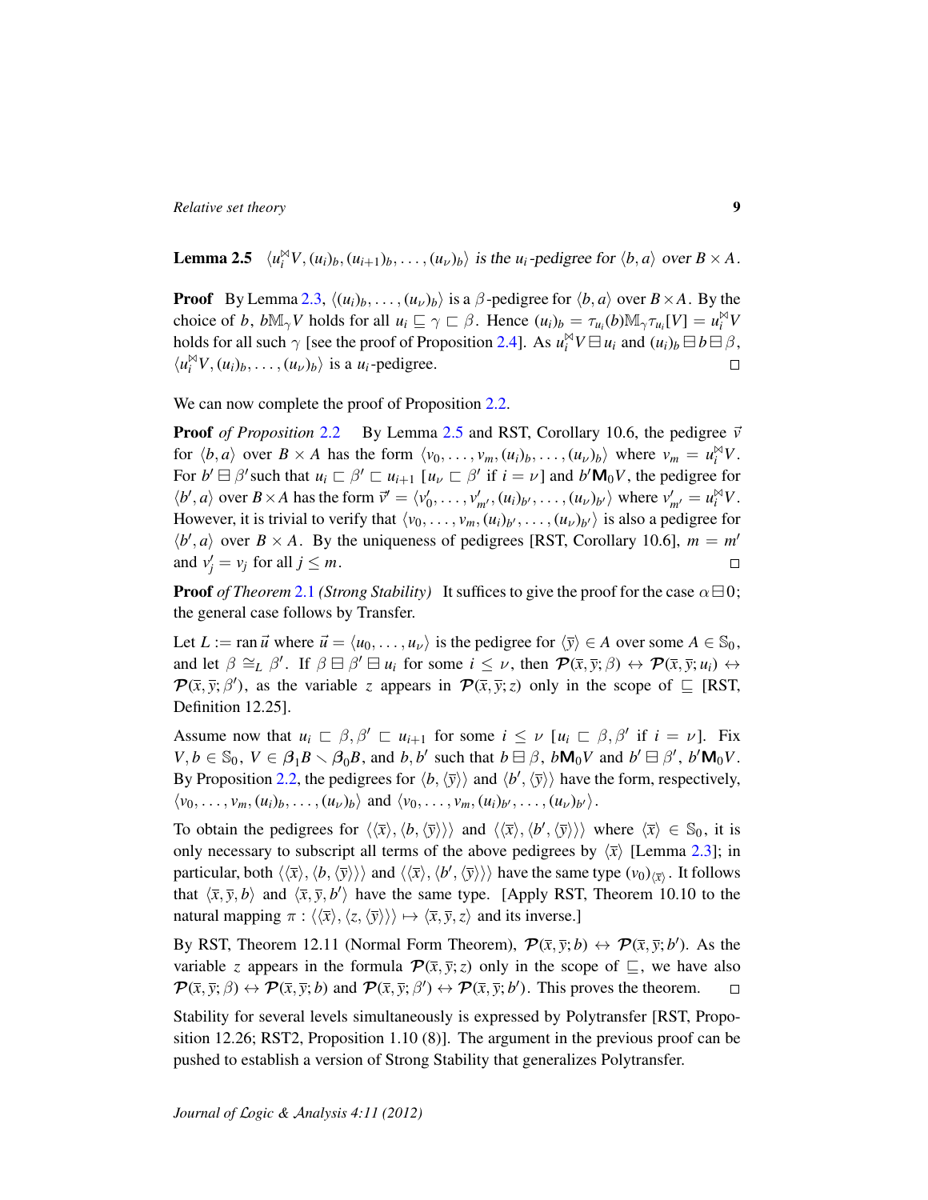**Lemma 2.5** *$\langle u_i^{\bowtie}V, (u_i)_b, (u_{i+1})_b, \ldots, (u_\nu)_b\rangle$ is the $u_i$-pedigree for $\langle b, a\rangle$ over $B \times A$.*

**Proof** By Lemma 2.3, $\langle (u_i)_b, \ldots, (u_\nu)_b\rangle$ is a $\beta$-pedigree for $\langle b, a\rangle$ over $B \times A$. By the choice of $b$, $b\mathbb{M}_\gamma V$ holds for all $u_i \sqsubseteq \gamma \sqsubset \beta$. Hence $(u_i)_b = \tau_{u_i}(b)\mathbb{M}_\gamma \tau_{u_i}[V] = u_i^{\bowtie}V$ holds for all such $\gamma$ [see the proof of Proposition 2.4]. As $u_i^{\bowtie}V \boxminus u_i$ and $(u_i)_b \boxminus b \boxminus \beta$, $\langle u_i^{\bowtie}V, (u_i)_b, \ldots, (u_\nu)_b\rangle$ is a $u_i$-pedigree. $\square$

We can now complete the proof of Proposition 2.2.

**Proof** *of Proposition 2.2* By Lemma 2.5 and RST, Corollary 10.6, the pedigree $\vec{v}$ for $\langle b, a\rangle$ over $B \times A$ has the form $\langle v_0, \ldots, v_m, (u_i)_b, \ldots, (u_\nu)_b\rangle$ where $v_m = u_i^{\bowtie}V$. For $b' \boxminus \beta'$ such that $u_i \sqsubset \beta' \sqsubset u_{i+1}$ [$u_\nu \sqsubset \beta'$ if $i = \nu$] and $b'\mathbf{M}_0 V$, the pedigree for $\langle b', a\rangle$ over $B \times A$ has the form $\vec{v}' = \langle v'_0, \ldots, v'_{m'}, (u_i)_{b'}, \ldots, (u_\nu)_{b'}\rangle$ where $v'_{m'} = u_i^{\bowtie}V$. However, it is trivial to verify that $\langle v_0, \ldots, v_m, (u_i)_{b'}, \ldots, (u_\nu)_{b'}\rangle$ is also a pedigree for $\langle b', a\rangle$ over $B \times A$. By the uniqueness of pedigrees [RST, Corollary 10.6], $m = m'$ and $v'_j = v_j$ for all $j \le m$. $\square$

**Proof** *of Theorem 2.1 (Strong Stability)* It suffices to give the proof for the case $\alpha \boxminus 0$; the general case follows by Transfer.

Let $L := \operatorname{ran} \vec{u}$ where $\vec{u} = \langle u_0, \ldots, u_\nu\rangle$ is the pedigree for $\langle \bar{y}\rangle \in A$ over some $A \in \mathbb{S}_0$, and let $\beta \cong_L \beta'$. If $\beta \boxminus \beta' \boxminus u_i$ for some $i \le \nu$, then $\boldsymbol{\mathcal{P}}(\bar{x}, \bar{y}; \beta) \leftrightarrow \boldsymbol{\mathcal{P}}(\bar{x}, \bar{y}; u_i) \leftrightarrow \boldsymbol{\mathcal{P}}(\bar{x}, \bar{y}; \beta')$, as the variable $z$ appears in $\boldsymbol{\mathcal{P}}(\bar{x}, \bar{y}; z)$ only in the scope of $\sqsubseteq$ [RST, Definition 12.25].

Assume now that $u_i \sqsubset \beta, \beta' \sqsubset u_{i+1}$ for some $i \le \nu$ [$u_i \sqsubset \beta, \beta'$ if $i = \nu$]. Fix $V, b \in \mathbb{S}_0$, $V \in \boldsymbol{\beta}_1 B \smallsetminus \boldsymbol{\beta}_0 B$, and $b, b'$ such that $b \boxminus \beta$, $b\mathbf{M}_0 V$ and $b' \boxminus \beta'$, $b'\mathbf{M}_0 V$. By Proposition 2.2, the pedigrees for $\langle b, \langle \bar{y}\rangle\rangle$ and $\langle b', \langle \bar{y}\rangle\rangle$ have the form, respectively, $\langle v_0, \ldots, v_m, (u_i)_b, \ldots, (u_\nu)_b\rangle$ and $\langle v_0, \ldots, v_m, (u_i)_{b'}, \ldots, (u_\nu)_{b'}\rangle$.

To obtain the pedigrees for $\langle \langle \bar{x}\rangle, \langle b, \langle \bar{y}\rangle\rangle\rangle$ and $\langle \langle \bar{x}\rangle, \langle b', \langle \bar{y}\rangle\rangle\rangle$ where $\langle \bar{x}\rangle \in \mathbb{S}_0$, it is only necessary to subscript all terms of the above pedigrees by $\langle \bar{x}\rangle$ [Lemma 2.3]; in particular, both $\langle \langle \bar{x}\rangle, \langle b, \langle \bar{y}\rangle\rangle\rangle$ and $\langle \langle \bar{x}\rangle, \langle b', \langle \bar{y}\rangle\rangle\rangle$ have the same type $(v_0)_{\langle \bar{x}\rangle}$. It follows that $\langle \bar{x}, \bar{y}, b\rangle$ and $\langle \bar{x}, \bar{y}, b'\rangle$ have the same type. [Apply RST, Theorem 10.10 to the natural mapping $\pi : \langle \langle \bar{x}\rangle, \langle z, \langle \bar{y}\rangle\rangle\rangle \mapsto \langle \bar{x}, \bar{y}, z\rangle$ and its inverse.]

By RST, Theorem 12.11 (Normal Form Theorem), $\boldsymbol{\mathcal{P}}(\bar{x}, \bar{y}; b) \leftrightarrow \boldsymbol{\mathcal{P}}(\bar{x}, \bar{y}; b')$. As the variable $z$ appears in the formula $\boldsymbol{\mathcal{P}}(\bar{x}, \bar{y}; z)$ only in the scope of $\sqsubseteq$, we have also $\boldsymbol{\mathcal{P}}(\bar{x}, \bar{y}; \beta) \leftrightarrow \boldsymbol{\mathcal{P}}(\bar{x}, \bar{y}; b)$ and $\boldsymbol{\mathcal{P}}(\bar{x}, \bar{y}; \beta') \leftrightarrow \boldsymbol{\mathcal{P}}(\bar{x}, \bar{y}; b')$. This proves the theorem. $\square$

Stability for several levels simultaneously is expressed by Polytransfer [RST, Proposition 12.26; RST2, Proposition 1.10 (8)]. The argument in the previous proof can be pushed to establish a version of Strong Stability that generalizes Polytransfer.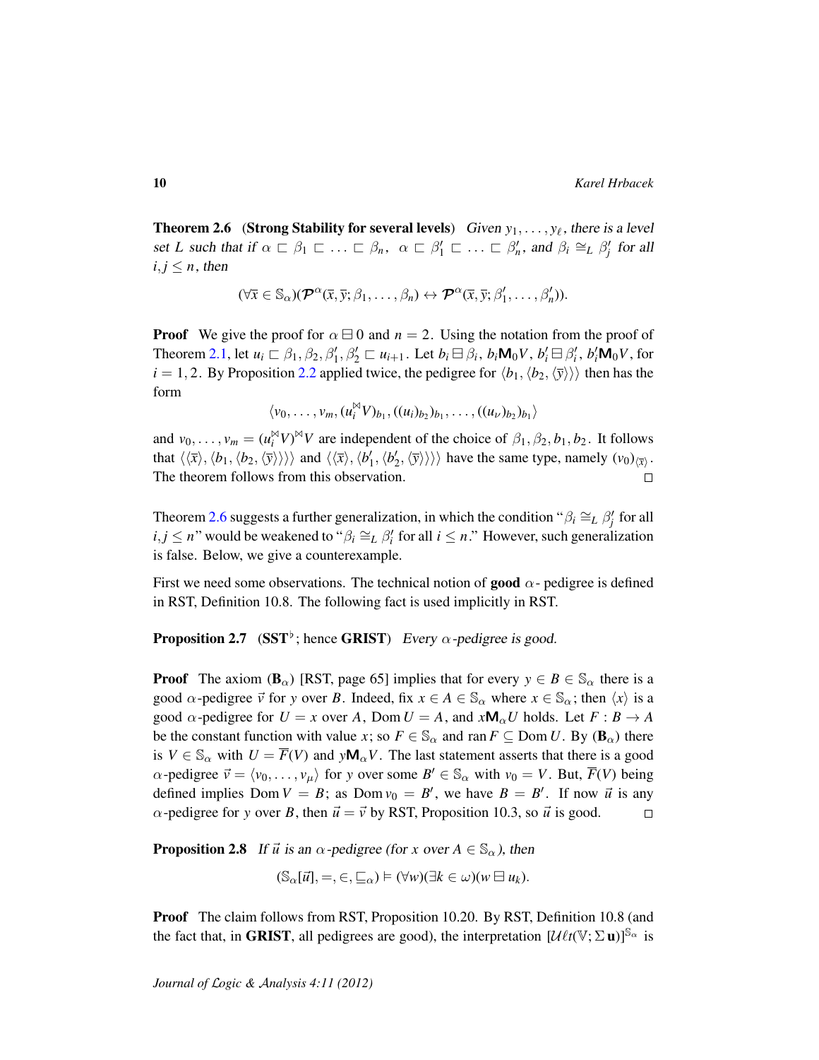**Theorem 2.6** (**Strong Stability for several levels**) *Given $y_1, \ldots, y_\ell$, there is a level set $L$ such that if $\alpha \sqsubset \beta_1 \sqsubset \ldots \sqsubset \beta_n$, $\alpha \sqsubset \beta'_1 \sqsubset \ldots \sqsubset \beta'_n$, and $\beta_i \cong_L \beta'_j$ for all $i, j \leq n$, then*

$$(\forall \bar{x} \in \mathbb{S}_\alpha)(\boldsymbol{\mathcal{P}}^\alpha(\bar{x}, \bar{y}; \beta_1, \ldots, \beta_n) \leftrightarrow \boldsymbol{\mathcal{P}}^\alpha(\bar{x}, \bar{y}; \beta'_1, \ldots, \beta'_n)).$$

**Proof** We give the proof for $\alpha \boxminus 0$ and $n = 2$. Using the notation from the proof of Theorem 2.1, let $u_i \sqsubset \beta_1, \beta_2, \beta'_1, \beta'_2 \sqsubset u_{i+1}$. Let $b_i \boxminus \beta_i$, $b_i \mathsf{M}_0 V$, $b'_i \boxminus \beta'_i$, $b'_i \mathsf{M}_0 V$, for $i = 1, 2$. By Proposition 2.2 applied twice, the pedigree for $\langle b_1, \langle b_2, \langle \bar{y} \rangle \rangle \rangle$ then has the form

$$\langle v_0, \ldots, v_m, (u_i^{\bowtie} V)_{b_1}, ((u_i)_{b_2})_{b_1}, \ldots, ((u_\nu)_{b_2})_{b_1} \rangle$$

and $v_0, \ldots, v_m = (u_i^{\bowtie} V)^{\bowtie} V$ are independent of the choice of $\beta_1, \beta_2, b_1, b_2$. It follows that $\langle \langle \bar{x} \rangle, \langle b_1, \langle b_2, \langle \bar{y} \rangle \rangle \rangle \rangle$ and $\langle \langle \bar{x} \rangle, \langle b'_1, \langle b'_2, \langle \bar{y} \rangle \rangle \rangle \rangle$ have the same type, namely $(v_0)_{\langle \bar{x} \rangle}$. The theorem follows from this observation. $\square$

Theorem 2.6 suggests a further generalization, in which the condition "$\beta_i \cong_L \beta'_j$ for all $i, j \leq n$" would be weakened to "$\beta_i \cong_L \beta'_i$ for all $i \leq n$." However, such generalization is false. Below, we give a counterexample.

First we need some observations. The technical notion of **good** $\alpha$- pedigree is defined in RST, Definition 10.8. The following fact is used implicitly in RST.

**Proposition 2.7** ($\mathbf{SST}^\flat$; hence **GRIST**) *Every $\alpha$-pedigree is good.*

**Proof** The axiom ($\mathbf{B}_\alpha$) [RST, page 65] implies that for every $y \in B \in \mathbb{S}_\alpha$ there is a good $\alpha$-pedigree $\vec{v}$ for $y$ over $B$. Indeed, fix $x \in A \in \mathbb{S}_\alpha$ where $x \in \mathbb{S}_\alpha$; then $\langle x \rangle$ is a good $\alpha$-pedigree for $U = x$ over $A$, $\operatorname{Dom} U = A$, and $x \mathsf{M}_\alpha U$ holds. Let $F : B \to A$ be the constant function with value $x$; so $F \in \mathbb{S}_\alpha$ and $\operatorname{ran} F \subseteq \operatorname{Dom} U$. By ($\mathbf{B}_\alpha$) there is $V \in \mathbb{S}_\alpha$ with $U = \overline{F}(V)$ and $y \mathsf{M}_\alpha V$. The last statement asserts that there is a good $\alpha$-pedigree $\vec{v} = \langle v_0, \ldots, v_\mu \rangle$ for $y$ over some $B' \in \mathbb{S}_\alpha$ with $v_0 = V$. But, $\overline{F}(V)$ being defined implies $\operatorname{Dom} V = B$; as $\operatorname{Dom} v_0 = B'$, we have $B = B'$. If now $\vec{u}$ is any $\alpha$-pedigree for $y$ over $B$, then $\vec{u} = \vec{v}$ by RST, Proposition 10.3, so $\vec{u}$ is good. $\square$

**Proposition 2.8** *If $\vec{u}$ is an $\alpha$-pedigree (for $x$ over $A \in \mathbb{S}_\alpha$), then*

$$(\mathbb{S}_\alpha[\vec{u}], =, \in, \sqsubseteq_\alpha) \vDash (\forall w)(\exists k \in \omega)(w \boxminus u_k).$$

**Proof** The claim follows from RST, Proposition 10.20. By RST, Definition 10.8 (and the fact that, in **GRIST**, all pedigrees are good), the interpretation $[\mathcal{U}\ell t(\mathbb{V}; \Sigma\, \mathbf{u})]^{\mathbb{S}_\alpha}$ is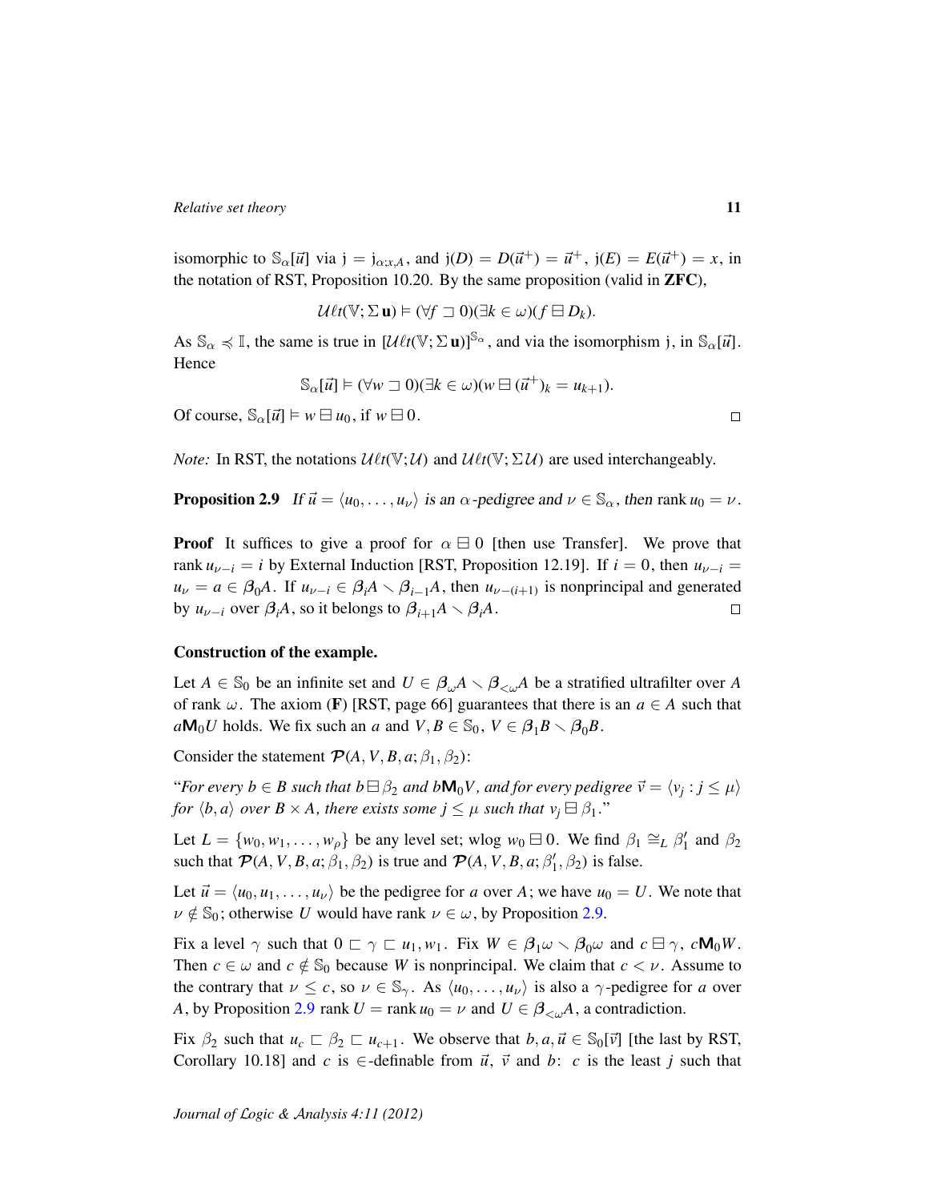isomorphic to $\mathbb{S}_\alpha[\vec{u}]$ via $\mathrm{j} = \mathrm{j}_{\alpha;x,A}$, and $\mathrm{j}(D) = D(\vec{u}^+) = \vec{u}^+$, $\mathrm{j}(E) = E(\vec{u}^+) = x$, in the notation of RST, Proposition 10.20. By the same proposition (valid in **ZFC**),

$$\mathcal{U}\ell t(\mathbb{V}; \Sigma\, \mathbf{u}) \vDash (\forall f \sqsupset 0)(\exists k \in \omega)(f \boxminus D_k).$$

As $\mathbb{S}_\alpha \preccurlyeq \mathbb{I}$, the same is true in $[\mathcal{U}\ell t(\mathbb{V}; \Sigma\, \mathbf{u})]^{\mathbb{S}_\alpha}$, and via the isomorphism j, in $\mathbb{S}_\alpha[\vec{u}]$. Hence

$$\mathbb{S}_\alpha[\vec{u}] \vDash (\forall w \sqsupset 0)(\exists k \in \omega)(w \boxminus (\vec{u}^+)_k = u_{k+1}).$$

Of course, $\mathbb{S}_\alpha[\vec{u}] \vDash w \boxminus u_0$, if $w \boxminus 0$. $\square$

*Note:* In RST, the notations $\mathcal{U}\ell t(\mathbb{V}; \mathcal{U})$ and $\mathcal{U}\ell t(\mathbb{V}; \Sigma\mathcal{U})$ are used interchangeably.

**Proposition 2.9** *If $\vec{u} = \langle u_0, \ldots, u_\nu \rangle$ is an $\alpha$-pedigree and $\nu \in \mathbb{S}_\alpha$, then* $\operatorname{rank} u_0 = \nu$.

**Proof** It suffices to give a proof for $\alpha \boxminus 0$ [then use Transfer]. We prove that $\operatorname{rank} u_{\nu-i} = i$ by External Induction [RST, Proposition 12.19]. If $i = 0$, then $u_{\nu-i} = u_\nu = a \in \boldsymbol{\beta}_0 A$. If $u_{\nu-i} \in \boldsymbol{\beta}_i A \smallsetminus \boldsymbol{\beta}_{i-1} A$, then $u_{\nu-(i+1)}$ is nonprincipal and generated by $u_{\nu-i}$ over $\boldsymbol{\beta}_i A$, so it belongs to $\boldsymbol{\beta}_{i+1} A \smallsetminus \boldsymbol{\beta}_i A$. $\square$

**Construction of the example.**

Let $A \in \mathbb{S}_0$ be an infinite set and $U \in \boldsymbol{\beta}_\omega A \smallsetminus \boldsymbol{\beta}_{<\omega} A$ be a stratified ultrafilter over $A$ of rank $\omega$. The axiom (**F**) [RST, page 66] guarantees that there is an $a \in A$ such that $a \mathbf{M}_0 U$ holds. We fix such an $a$ and $V, B \in \mathbb{S}_0$, $V \in \boldsymbol{\beta}_1 B \smallsetminus \boldsymbol{\beta}_0 B$.

Consider the statement $\boldsymbol{\mathcal{P}}(A, V, B, a; \beta_1, \beta_2)$:

"*For every $b \in B$ such that $b \boxminus \beta_2$ and $b \mathbf{M}_0 V$, and for every pedigree $\vec{v} = \langle v_j : j \leq \mu \rangle$ for $\langle b, a \rangle$ over $B \times A$, there exists some $j \leq \mu$ such that $v_j \boxminus \beta_1$.*"

Let $L = \{w_0, w_1, \ldots, w_\rho\}$ be any level set; wlog $w_0 \boxminus 0$. We find $\beta_1 \cong_L \beta_1'$ and $\beta_2$ such that $\boldsymbol{\mathcal{P}}(A, V, B, a; \beta_1, \beta_2)$ is true and $\boldsymbol{\mathcal{P}}(A, V, B, a; \beta_1', \beta_2)$ is false.

Let $\vec{u} = \langle u_0, u_1, \ldots, u_\nu \rangle$ be the pedigree for $a$ over $A$; we have $u_0 = U$. We note that $\nu \notin \mathbb{S}_0$; otherwise $U$ would have rank $\nu \in \omega$, by Proposition 2.9.

Fix a level $\gamma$ such that $0 \sqsubset \gamma \sqsubset u_1, w_1$. Fix $W \in \boldsymbol{\beta}_1 \omega \smallsetminus \boldsymbol{\beta}_0 \omega$ and $c \boxminus \gamma$, $c \mathbf{M}_0 W$. Then $c \in \omega$ and $c \notin \mathbb{S}_0$ because $W$ is nonprincipal. We claim that $c < \nu$. Assume to the contrary that $\nu \leq c$, so $\nu \in \mathbb{S}_\gamma$. As $\langle u_0, \ldots, u_\nu \rangle$ is also a $\gamma$-pedigree for $a$ over $A$, by Proposition 2.9 $\operatorname{rank} U = \operatorname{rank} u_0 = \nu$ and $U \in \boldsymbol{\beta}_{<\omega} A$, a contradiction.

Fix $\beta_2$ such that $u_c \sqsubset \beta_2 \sqsubset u_{c+1}$. We observe that $b, a, \vec{u} \in \mathbb{S}_0[\vec{v}]$ [the last by RST, Corollary 10.18] and $c$ is $\in$-definable from $\vec{u}$, $\vec{v}$ and $b$: $c$ is the least $j$ such that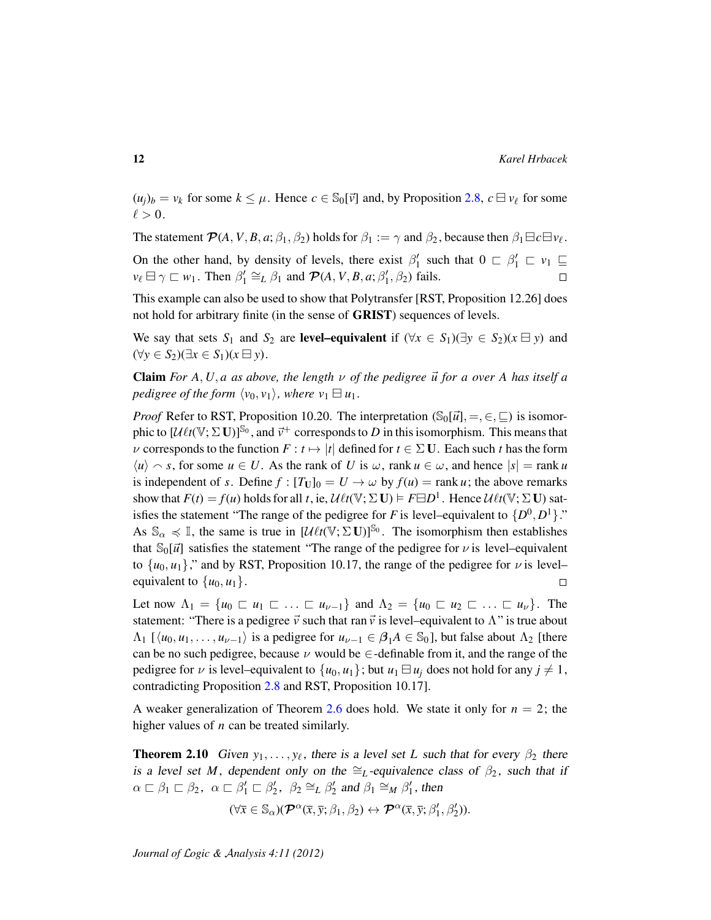$(u_j)_b = v_k$ for some $k \leq \mu$. Hence $c \in \mathbb{S}_0[\vec{v}]$ and, by Proposition 2.8, $c \boxminus v_\ell$ for some $\ell > 0$.

The statement $\boldsymbol{\mathcal{P}}(A, V, B, a; \beta_1, \beta_2)$ holds for $\beta_1 := \gamma$ and $\beta_2$, because then $\beta_1 \boxminus c \boxminus v_\ell$.

On the other hand, by density of levels, there exist $\beta_1'$ such that $0 \sqsubset \beta_1' \sqsubset v_1 \sqsubseteq v_\ell \boxminus \gamma \sqsubset w_1$. Then $\beta_1' \cong_L \beta_1$ and $\boldsymbol{\mathcal{P}}(A, V, B, a; \beta_1', \beta_2)$ fails. $\square$

This example can also be used to show that Polytransfer [RST, Proposition 12.26] does not hold for arbitrary finite (in the sense of **GRIST**) sequences of levels.

We say that sets $S_1$ and $S_2$ are **level–equivalent** if $(\forall x \in S_1)(\exists y \in S_2)(x \boxminus y)$ and $(\forall y \in S_2)(\exists x \in S_1)(x \boxminus y)$.

**Claim** *For $A, U, a$ as above, the length $\nu$ of the pedigree $\vec{u}$ for $a$ over $A$ has itself a pedigree of the form $\langle v_0, v_1\rangle$, where $v_1 \boxminus u_1$.*

*Proof* Refer to RST, Proposition 10.20. The interpretation $(\mathbb{S}_0[\vec{u}], =, \in, \sqsubseteq)$ is isomorphic to $[\mathcal{U}\ell t(\mathbb{V}; \Sigma\,\mathbf{U})]^{\mathbb{S}_0}$, and $\vec{v}^+$ corresponds to $D$ in this isomorphism. This means that $\nu$ corresponds to the function $F : t \mapsto |t|$ defined for $t \in \Sigma\,\mathbf{U}$. Each such $t$ has the form $\langle u\rangle \frown s$, for some $u \in U$. As the rank of $U$ is $\omega$, rank $u \in \omega$, and hence $|s| = $ rank $u$ is independent of $s$. Define $f : [T_{\mathbf{U}}]_0 = U \to \omega$ by $f(u) = $ rank $u$; the above remarks show that $F(t) = f(u)$ holds for all $t$, ie, $\mathcal{U}\ell t(\mathbb{V}; \Sigma\,\mathbf{U}) \vDash F \boxminus D^1$. Hence $\mathcal{U}\ell t(\mathbb{V}; \Sigma\,\mathbf{U})$ satisfies the statement "The range of the pedigree for $F$ is level–equivalent to $\{D^0, D^1\}$." As $\mathbb{S}_\alpha \preccurlyeq \mathbb{I}$, the same is true in $[\mathcal{U}\ell t(\mathbb{V}; \Sigma\,\mathbf{U})]^{\mathbb{S}_0}$. The isomorphism then establishes that $\mathbb{S}_0[\vec{u}]$ satisfies the statement "The range of the pedigree for $\nu$ is level–equivalent to $\{u_0, u_1\}$," and by RST, Proposition 10.17, the range of the pedigree for $\nu$ is level–equivalent to $\{u_0, u_1\}$. $\square$

Let now $\Lambda_1 = \{u_0 \sqsubset u_1 \sqsubset \ldots \sqsubset u_{\nu-1}\}$ and $\Lambda_2 = \{u_0 \sqsubset u_2 \sqsubset \ldots \sqsubset u_\nu\}$. The statement: "There is a pedigree $\vec{v}$ such that ran $\vec{v}$ is level–equivalent to $\Lambda$" is true about $\Lambda_1$ [$\langle u_0, u_1, \ldots, u_{\nu-1}\rangle$ is a pedigree for $u_{\nu-1} \in \boldsymbol{\beta}_1 A \in \mathbb{S}_0$], but false about $\Lambda_2$ [there can be no such pedigree, because $\nu$ would be $\in$-definable from it, and the range of the pedigree for $\nu$ is level–equivalent to $\{u_0, u_1\}$; but $u_1 \boxminus u_j$ does not hold for any $j \neq 1$, contradicting Proposition 2.8 and RST, Proposition 10.17].

A weaker generalization of Theorem 2.6 does hold. We state it only for $n = 2$; the higher values of $n$ can be treated similarly.

**Theorem 2.10** *Given $y_1, \ldots, y_\ell$, there is a level set $L$ such that for every $\beta_2$ there is a level set $M$, dependent only on the $\cong_L$-equivalence class of $\beta_2$, such that if $\alpha \sqsubset \beta_1 \sqsubset \beta_2$, $\alpha \sqsubset \beta_1' \sqsubset \beta_2'$, $\beta_2 \cong_L \beta_2'$ and $\beta_1 \cong_M \beta_1'$, then*

$$(\forall \overline{x} \in \mathbb{S}_\alpha)(\boldsymbol{\mathcal{P}}^\alpha(\overline{x}, \overline{y}; \beta_1, \beta_2) \leftrightarrow \boldsymbol{\mathcal{P}}^\alpha(\overline{x}, \overline{y}; \beta_1', \beta_2')).$$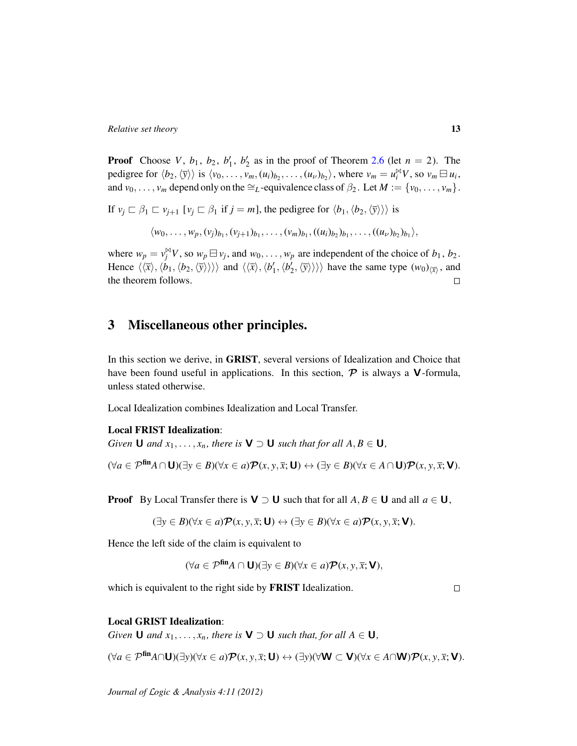**Proof** Choose $V$, $b_1$, $b_2$, $b_1'$, $b_2'$ as in the proof of Theorem 2.6 (let $n = 2$). The pedigree for $\langle b_2, \langle \overline{y} \rangle \rangle$ is $\langle v_0, \ldots, v_m, (u_i)_{b_2}, \ldots, (u_\nu)_{b_2} \rangle$, where $v_m = u_i^{\bowtie} V$, so $v_m \boxminus u_i$, and $v_0, \ldots, v_m$ depend only on the $\cong_L$-equivalence class of $\beta_2$. Let $M := \{v_0, \ldots, v_m\}$.

If $v_j \sqsubset \beta_1 \sqsubset v_{j+1}$ [$v_j \sqsubset \beta_1$ if $j = m$], the pedigree for $\langle b_1, \langle b_2, \langle \overline{y} \rangle \rangle \rangle$ is

$$\langle w_0, \ldots, w_p, (v_j)_{b_1}, (v_{j+1})_{b_1}, \ldots, (v_m)_{b_1}, ((u_i)_{b_2})_{b_1}, \ldots, ((u_\nu)_{b_2})_{b_1} \rangle,$$

where $w_p = v_j^{\bowtie} V$, so $w_p \boxminus v_j$, and $w_0, \ldots, w_p$ are independent of the choice of $b_1$, $b_2$. Hence $\langle \langle \overline{x} \rangle, \langle b_1, \langle b_2, \langle \overline{y} \rangle \rangle \rangle \rangle$ and $\langle \langle \overline{x} \rangle, \langle b_1', \langle b_2', \langle \overline{y} \rangle \rangle \rangle \rangle$ have the same type $(w_0)_{\langle \overline{x} \rangle}$, and the theorem follows. $\square$

## 3 Miscellaneous other principles.

In this section we derive, in **GRIST**, several versions of Idealization and Choice that have been found useful in applications. In this section, $\mathcal{P}$ is always a $\mathbf{V}$-formula, unless stated otherwise.

Local Idealization combines Idealization and Local Transfer.

**Local FRIST Idealization**:
*Given* $\mathbf{U}$ *and* $x_1, \ldots, x_n$*, there is* $\mathbf{V} \supset \mathbf{U}$ *such that for all* $A, B \in \mathbf{U}$*,*

$$(\forall a \in \mathcal{P}^{\mathbf{fin}} A \cap \mathbf{U})(\exists y \in B)(\forall x \in a)\mathcal{P}(x, y, \overline{x}; \mathbf{U}) \leftrightarrow (\exists y \in B)(\forall x \in A \cap \mathbf{U})\mathcal{P}(x, y, \overline{x}; \mathbf{V}).$$

**Proof** By Local Transfer there is $\mathbf{V} \supset \mathbf{U}$ such that for all $A, B \in \mathbf{U}$ and all $a \in \mathbf{U}$,

$$(\exists y \in B)(\forall x \in a)\mathcal{P}(x, y, \overline{x}; \mathbf{U}) \leftrightarrow (\exists y \in B)(\forall x \in a)\mathcal{P}(x, y, \overline{x}; \mathbf{V}).$$

Hence the left side of the claim is equivalent to

$$(\forall a \in \mathcal{P}^{\mathbf{fin}} A \cap \mathbf{U})(\exists y \in B)(\forall x \in a)\mathcal{P}(x, y, \overline{x}; \mathbf{V}),$$

which is equivalent to the right side by **FRIST** Idealization. $\square$

**Local GRIST Idealization**:
*Given* $\mathbf{U}$ *and* $x_1, \ldots, x_n$*, there is* $\mathbf{V} \supset \mathbf{U}$ *such that, for all* $A \in \mathbf{U}$*,*

$$(\forall a \in \mathcal{P}^{\mathbf{fin}} A \cap \mathbf{U})(\exists y)(\forall x \in a)\mathcal{P}(x, y, \overline{x}; \mathbf{U}) \leftrightarrow (\exists y)(\forall \mathbf{W} \subset \mathbf{V})(\forall x \in A \cap \mathbf{W})\mathcal{P}(x, y, \overline{x}; \mathbf{V}).$$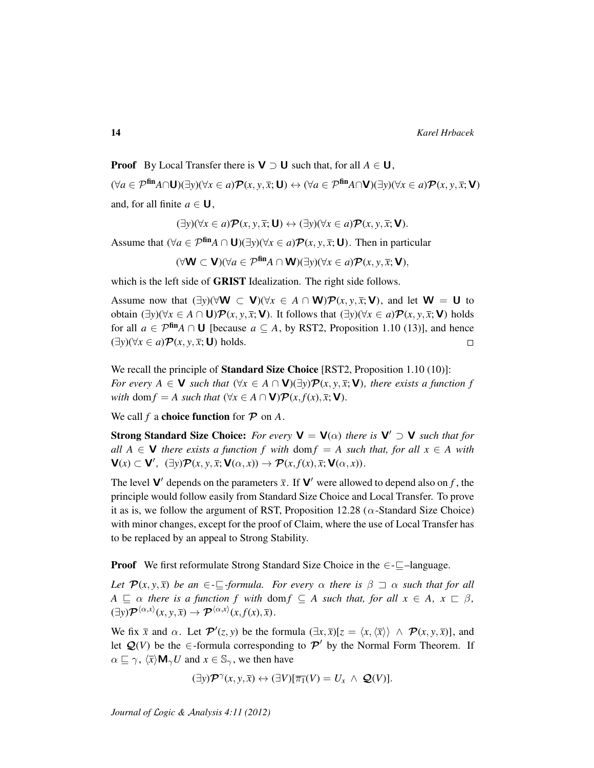**Proof** By Local Transfer there is $\mathbf{V} \supset \mathbf{U}$ such that, for all $A \in \mathbf{U}$,

$$(\forall a \in \mathcal{P}^{\mathbf{fin}} A \cap \mathbf{U})(\exists y)(\forall x \in a)\boldsymbol{\mathcal{P}}(x, y, \overline{x}; \mathbf{U}) \leftrightarrow (\forall a \in \mathcal{P}^{\mathbf{fin}} A \cap \mathbf{V})(\exists y)(\forall x \in a)\boldsymbol{\mathcal{P}}(x, y, \overline{x}; \mathbf{V})$$

and, for all finite $a \in \mathbf{U}$,

$$(\exists y)(\forall x \in a)\boldsymbol{\mathcal{P}}(x, y, \overline{x}; \mathbf{U}) \leftrightarrow (\exists y)(\forall x \in a)\boldsymbol{\mathcal{P}}(x, y, \overline{x}; \mathbf{V}).$$

Assume that $(\forall a \in \mathcal{P}^{\mathbf{fin}} A \cap \mathbf{U})(\exists y)(\forall x \in a)\boldsymbol{\mathcal{P}}(x, y, \overline{x}; \mathbf{U})$. Then in particular

$$(\forall \mathbf{W} \subset \mathbf{V})(\forall a \in \mathcal{P}^{\mathbf{fin}} A \cap \mathbf{W})(\exists y)(\forall x \in a)\boldsymbol{\mathcal{P}}(x, y, \overline{x}; \mathbf{V}),$$

which is the left side of **GRIST** Idealization. The right side follows.

Assume now that $(\exists y)(\forall \mathbf{W} \subset \mathbf{V})(\forall x \in A \cap \mathbf{W})\boldsymbol{\mathcal{P}}(x, y, \overline{x}; \mathbf{V})$, and let $\mathbf{W} = \mathbf{U}$ to obtain $(\exists y)(\forall x \in A \cap \mathbf{U})\boldsymbol{\mathcal{P}}(x, y, \overline{x}; \mathbf{V})$. It follows that $(\exists y)(\forall x \in a)\boldsymbol{\mathcal{P}}(x, y, \overline{x}; \mathbf{V})$ holds for all $a \in \mathcal{P}^{\mathbf{fin}} A \cap \mathbf{U}$ [because $a \subseteq A$, by RST2, Proposition 1.10 (13)], and hence $(\exists y)(\forall x \in a)\boldsymbol{\mathcal{P}}(x, y, \overline{x}; \mathbf{U})$ holds. $\square$

We recall the principle of **Standard Size Choice** [RST2, Proposition 1.10 (10)]: *For every $A \in \mathbf{V}$ such that $(\forall x \in A \cap \mathbf{V})(\exists y)\boldsymbol{\mathcal{P}}(x, y, \overline{x}; \mathbf{V})$, there exists a function $f$ with $\operatorname{dom} f = A$ such that $(\forall x \in A \cap \mathbf{V})\boldsymbol{\mathcal{P}}(x, f(x), \overline{x}; \mathbf{V})$.*

We call $f$ a **choice function** for $\boldsymbol{\mathcal{P}}$ on $A$.

**Strong Standard Size Choice:** *For every $\mathbf{V} = \mathbf{V}(\alpha)$ there is $\mathbf{V}' \supset \mathbf{V}$ such that for all $A \in \mathbf{V}$ there exists a function $f$ with $\operatorname{dom} f = A$ such that, for all $x \in A$ with $\mathbf{V}(x) \subset \mathbf{V}'$, $(\exists y)\boldsymbol{\mathcal{P}}(x, y, \overline{x}; \mathbf{V}(\alpha, x)) \to \boldsymbol{\mathcal{P}}(x, f(x), \overline{x}; \mathbf{V}(\alpha, x))$.*

The level $\mathbf{V}'$ depends on the parameters $\overline{x}$. If $\mathbf{V}'$ were allowed to depend also on $f$, the principle would follow easily from Standard Size Choice and Local Transfer. To prove it as is, we follow the argument of RST, Proposition 12.28 ($\alpha$-Standard Size Choice) with minor changes, except for the proof of Claim, where the use of Local Transfer has to be replaced by an appeal to Strong Stability.

**Proof** We first reformulate Strong Standard Size Choice in the $\in$-$\sqsubseteq$–language.

*Let $\boldsymbol{\mathcal{P}}(x, y, \overline{x})$ be an $\in$-$\sqsubseteq$-formula. For every $\alpha$ there is $\beta \sqsupset \alpha$ such that for all $A \sqsubseteq \alpha$ there is a function $f$ with $\operatorname{dom} f \subseteq A$ such that, for all $x \in A$, $x \sqsubset \beta$, $(\exists y)\boldsymbol{\mathcal{P}}^{\langle \alpha, x \rangle}(x, y, \overline{x}) \to \boldsymbol{\mathcal{P}}^{\langle \alpha, x \rangle}(x, f(x), \overline{x})$.*

We fix $\overline{x}$ and $\alpha$. Let $\boldsymbol{\mathcal{P}}'(z, y)$ be the formula $(\exists x, \overline{x})[z = \langle x, \langle \overline{x} \rangle \rangle \wedge \boldsymbol{\mathcal{P}}(x, y, \overline{x})]$, and let $\boldsymbol{\mathcal{Q}}(V)$ be the $\in$-formula corresponding to $\boldsymbol{\mathcal{P}}'$ by the Normal Form Theorem. If $\alpha \sqsubseteq \gamma$, $\langle \overline{x} \rangle \mathbf{M}_\gamma U$ and $x \in \mathbb{S}_\gamma$, we then have

$$(\exists y)\boldsymbol{\mathcal{P}}^\gamma(x, y, \overline{x}) \leftrightarrow (\exists V)[\overline{\pi_1}(V) = U_x \wedge \boldsymbol{\mathcal{Q}}(V)].$$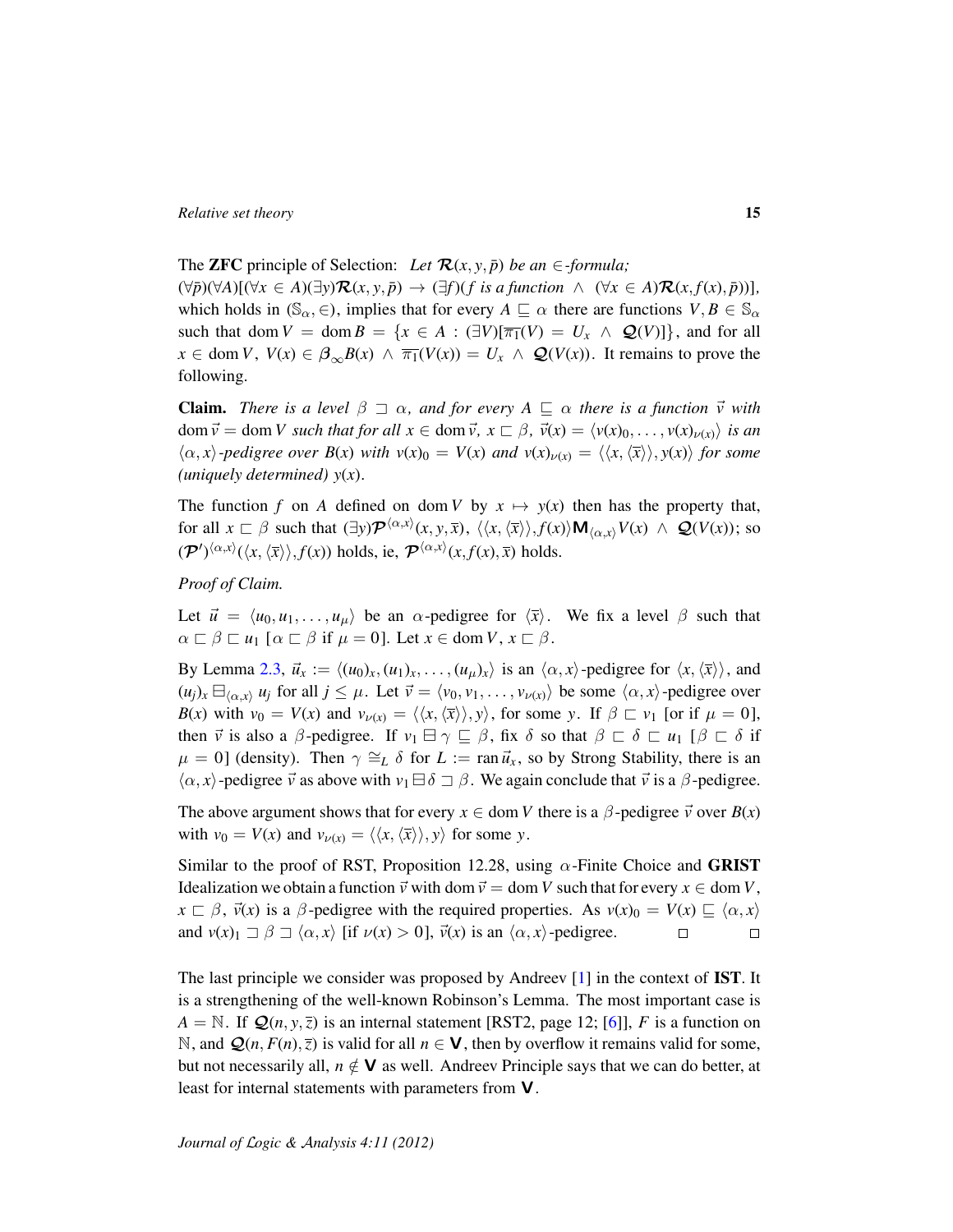The **ZFC** principle of Selection: *Let* $\mathcal{R}(x,y,\bar{p})$ *be an* $\in$*-formula;*
$(\forall \bar{p})(\forall A)[(\forall x \in A)(\exists y)\mathcal{R}(x,y,\bar{p}) \to (\exists f)(f \text{ is a function } \wedge\ (\forall x \in A)\mathcal{R}(x,f(x),\bar{p}))]$, which holds in $(\mathbb{S}_\alpha, \in)$, implies that for every $A \sqsubseteq \alpha$ there are functions $V, B \in \mathbb{S}_\alpha$ such that $\operatorname{dom} V = \operatorname{dom} B = \{x \in A : (\exists V)[\overline{\pi_1}(V) = U_x \wedge \mathcal{Q}(V)]\}$, and for all $x \in \operatorname{dom} V$, $V(x) \in \boldsymbol{\beta}_\infty B(x) \wedge \overline{\pi_1}(V(x)) = U_x \wedge \mathcal{Q}(V(x))$. It remains to prove the following.

**Claim.** *There is a level* $\beta \sqsupset \alpha$*, and for every* $A \sqsubseteq \alpha$ *there is a function* $\vec{v}$ *with* $\operatorname{dom}\vec{v} = \operatorname{dom} V$ *such that for all* $x \in \operatorname{dom}\vec{v}$*,* $x \sqsubset \beta$*,* $\vec{v}(x) = \langle v(x)_0, \ldots, v(x)_{\nu(x)}\rangle$ *is an* $\langle \alpha, x\rangle$*-pedigree over* $B(x)$ *with* $v(x)_0 = V(x)$ *and* $v(x)_{\nu(x)} = \langle\langle x, \langle \bar{x}\rangle\rangle, y(x)\rangle$ *for some (uniquely determined)* $y(x)$*.*

The function $f$ on $A$ defined on $\operatorname{dom} V$ by $x \mapsto y(x)$ then has the property that, for all $x \sqsubset \beta$ such that $(\exists y)\mathcal{P}^{\langle \alpha,x\rangle}(x,y,\bar{x})$, $\langle\langle x, \langle\bar{x}\rangle\rangle, f(x)\rangle \mathbf{M}_{\langle\alpha,x\rangle} V(x) \wedge \mathcal{Q}(V(x))$; so $(\mathcal{P}')^{\langle\alpha,x\rangle}(\langle x, \langle\bar{x}\rangle\rangle, f(x))$ holds, ie, $\mathcal{P}^{\langle\alpha,x\rangle}(x, f(x), \bar{x})$ holds.

*Proof of Claim.*

Let $\vec{u} = \langle u_0, u_1, \ldots, u_\mu\rangle$ be an $\alpha$-pedigree for $\langle\bar{x}\rangle$. We fix a level $\beta$ such that $\alpha \sqsubset \beta \sqsubset u_1$ $[\alpha \sqsubset \beta$ if $\mu = 0]$. Let $x \in \operatorname{dom} V$, $x \sqsubset \beta$.

By Lemma 2.3, $\vec{u}_x := \langle (u_0)_x, (u_1)_x, \ldots, (u_\mu)_x\rangle$ is an $\langle\alpha,x\rangle$-pedigree for $\langle x, \langle\bar{x}\rangle\rangle$, and $(u_j)_x \boxminus_{\langle\alpha,x\rangle} u_j$ for all $j \le \mu$. Let $\vec{v} = \langle v_0, v_1, \ldots, v_{\nu(x)}\rangle$ be some $\langle\alpha,x\rangle$-pedigree over $B(x)$ with $v_0 = V(x)$ and $v_{\nu(x)} = \langle\langle x, \langle\bar{x}\rangle\rangle, y\rangle$, for some $y$. If $\beta \sqsubset v_1$ [or if $\mu = 0$], then $\vec{v}$ is also a $\beta$-pedigree. If $v_1 \boxminus \gamma \sqsubseteq \beta$, fix $\delta$ so that $\beta \sqsubset \delta \sqsubset u_1$ $[\beta \sqsubset \delta$ if $\mu = 0]$ (density). Then $\gamma \cong_L \delta$ for $L := \operatorname{ran}\vec{u}_x$, so by Strong Stability, there is an $\langle\alpha,x\rangle$-pedigree $\vec{v}$ as above with $v_1 \boxminus \delta \sqsupset \beta$. We again conclude that $\vec{v}$ is a $\beta$-pedigree.

The above argument shows that for every $x \in \operatorname{dom} V$ there is a $\beta$-pedigree $\vec{v}$ over $B(x)$ with $v_0 = V(x)$ and $v_{\nu(x)} = \langle\langle x, \langle\bar{x}\rangle\rangle, y\rangle$ for some $y$.

Similar to the proof of RST, Proposition 12.28, using $\alpha$-Finite Choice and **GRIST** Idealization we obtain a function $\vec{v}$ with $\operatorname{dom}\vec{v} = \operatorname{dom} V$ such that for every $x \in \operatorname{dom} V$, $x \sqsubset \beta$, $\vec{v}(x)$ is a $\beta$-pedigree with the required properties. As $v(x)_0 = V(x) \sqsubseteq \langle\alpha,x\rangle$ and $v(x)_1 \sqsupset \beta \sqsupset \langle\alpha,x\rangle$ [if $\nu(x) > 0$], $\vec{v}(x)$ is an $\langle\alpha,x\rangle$-pedigree. □ □

The last principle we consider was proposed by Andreev [1] in the context of **IST**. It is a strengthening of the well-known Robinson's Lemma. The most important case is $A = \mathbb{N}$. If $\mathcal{Q}(n,y,\bar{z})$ is an internal statement [RST2, page 12; [6]], $F$ is a function on $\mathbb{N}$, and $\mathcal{Q}(n, F(n), \bar{z})$ is valid for all $n \in \mathbf{V}$, then by overflow it remains valid for some, but not necessarily all, $n \notin \mathbf{V}$ as well. Andreev Principle says that we can do better, at least for internal statements with parameters from $\mathbf{V}$.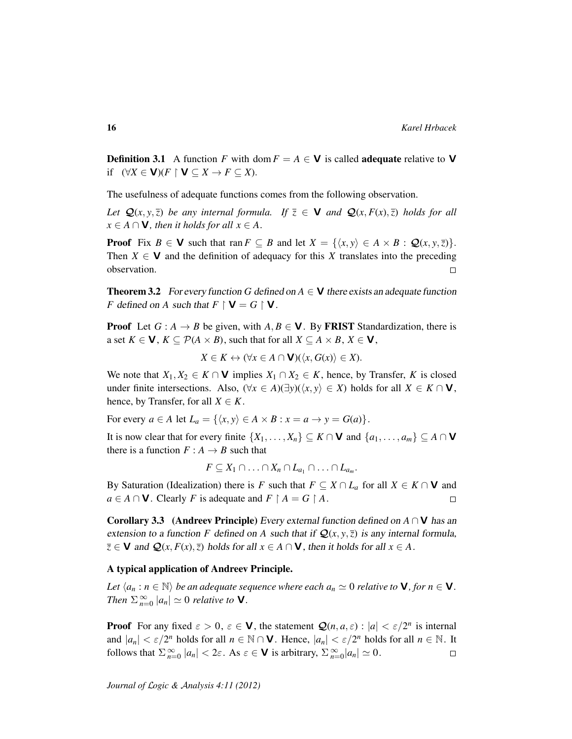**Definition 3.1** A function $F$ with $\operatorname{dom} F = A \in \mathbf{V}$ is called **adequate** relative to $\mathbf{V}$ if $(\forall X \in \mathbf{V})(F \upharpoonright \mathbf{V} \subseteq X \to F \subseteq X)$.

The usefulness of adequate functions comes from the following observation.

*Let $\mathcal{Q}(x, y, \overline{z})$ be any internal formula. If $\overline{z} \in \mathbf{V}$ and $\mathcal{Q}(x, F(x), \overline{z})$ holds for all $x \in A \cap \mathbf{V}$, then it holds for all $x \in A$.*

**Proof** Fix $B \in \mathbf{V}$ such that $\operatorname{ran} F \subseteq B$ and let $X = \{\langle x, y\rangle \in A \times B : \mathcal{Q}(x, y, \overline{z})\}$. Then $X \in \mathbf{V}$ and the definition of adequacy for this $X$ translates into the preceding observation. □

**Theorem 3.2** *For every function $G$ defined on $A \in \mathbf{V}$ there exists an adequate function $F$ defined on $A$ such that $F \upharpoonright \mathbf{V} = G \upharpoonright \mathbf{V}$.*

**Proof** Let $G : A \to B$ be given, with $A, B \in \mathbf{V}$. By **FRIST** Standardization, there is a set $K \in \mathbf{V}$, $K \subseteq \mathcal{P}(A \times B)$, such that for all $X \subseteq A \times B$, $X \in \mathbf{V}$,

$$X \in K \leftrightarrow (\forall x \in A \cap \mathbf{V})(\langle x, G(x)\rangle \in X).$$

We note that $X_1, X_2 \in K \cap \mathbf{V}$ implies $X_1 \cap X_2 \in K$, hence, by Transfer, $K$ is closed under finite intersections. Also, $(\forall x \in A)(\exists y)(\langle x, y\rangle \in X)$ holds for all $X \in K \cap \mathbf{V}$, hence, by Transfer, for all $X \in K$.

For every $a \in A$ let $L_a = \{\langle x, y\rangle \in A \times B : x = a \to y = G(a)\}$.

It is now clear that for every finite $\{X_1, \ldots, X_n\} \subseteq K \cap \mathbf{V}$ and $\{a_1, \ldots, a_m\} \subseteq A \cap \mathbf{V}$ there is a function $F : A \to B$ such that

$$F \subseteq X_1 \cap \ldots \cap X_n \cap L_{a_1} \cap \ldots \cap L_{a_m}.$$

By Saturation (Idealization) there is $F$ such that $F \subseteq X \cap L_a$ for all $X \in K \cap \mathbf{V}$ and $a \in A \cap \mathbf{V}$. Clearly $F$ is adequate and $F \upharpoonright A = G \upharpoonright A$. □

**Corollary 3.3** **(Andreev Principle)** *Every external function defined on $A \cap \mathbf{V}$ has an extension to a function $F$ defined on $A$ such that if $\mathcal{Q}(x, y, \overline{z})$ is any internal formula, $\overline{z} \in \mathbf{V}$ and $\mathcal{Q}(x, F(x), \overline{z})$ holds for all $x \in A \cap \mathbf{V}$, then it holds for all $x \in A$.*

**A typical application of Andreev Principle.**

*Let $\langle a_n : n \in \mathbb{N}\rangle$ be an adequate sequence where each $a_n \simeq 0$ relative to $\mathbf{V}$, for $n \in \mathbf{V}$. Then $\Sigma_{n=0}^{\infty} |a_n| \simeq 0$ relative to $\mathbf{V}$.*

**Proof** For any fixed $\varepsilon > 0$, $\varepsilon \in \mathbf{V}$, the statement $\mathcal{Q}(n, a, \varepsilon) : |a| < \varepsilon/2^n$ is internal and $|a_n| < \varepsilon/2^n$ holds for all $n \in \mathbb{N} \cap \mathbf{V}$. Hence, $|a_n| < \varepsilon/2^n$ holds for all $n \in \mathbb{N}$. It follows that $\Sigma_{n=0}^{\infty} |a_n| < 2\varepsilon$. As $\varepsilon \in \mathbf{V}$ is arbitrary, $\Sigma_{n=0}^{\infty} |a_n| \simeq 0$. □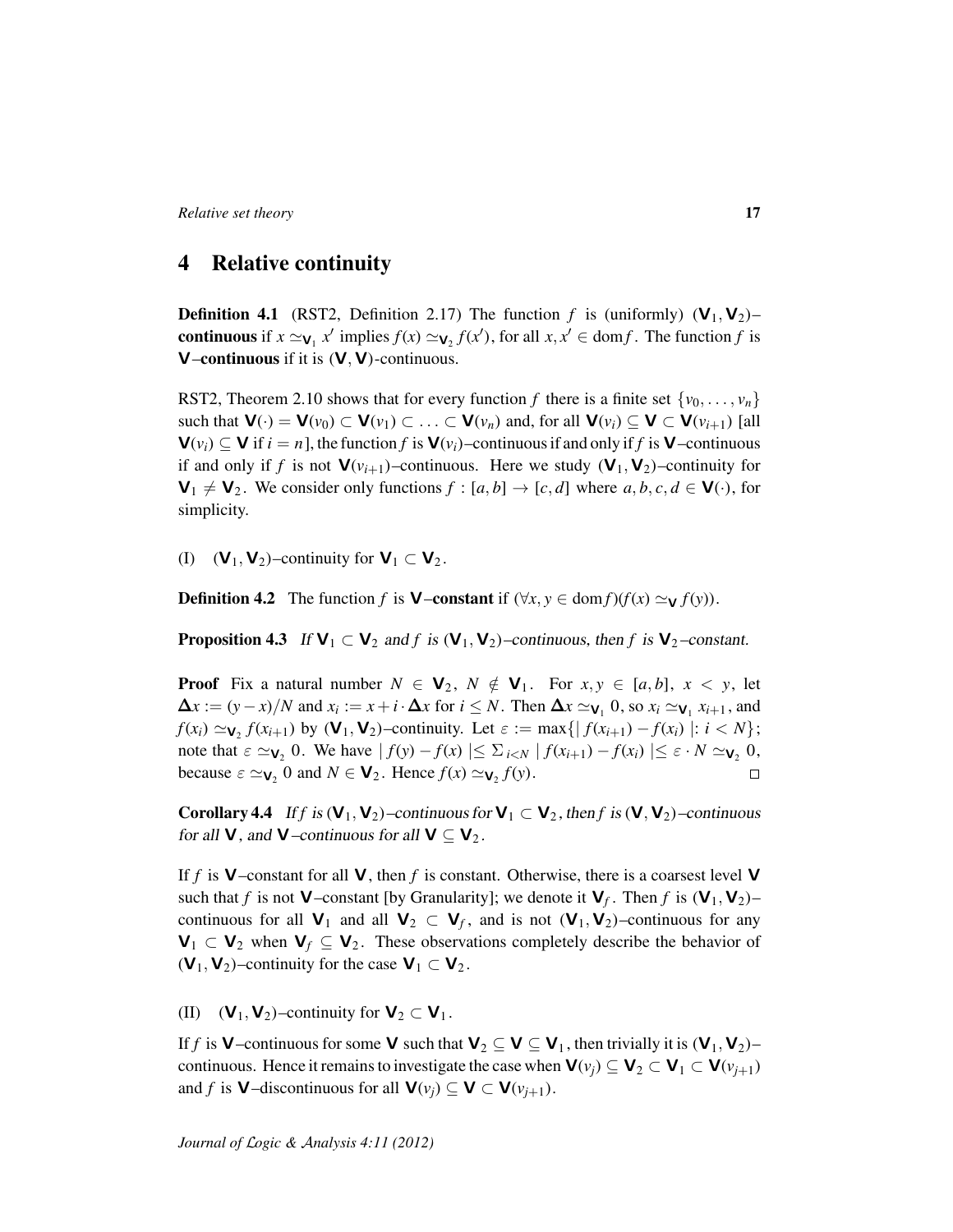## 4 Relative continuity

**Definition 4.1** (RST2, Definition 2.17) The function $f$ is (uniformly) **$(\mathbf{V}_1, \mathbf{V}_2)$–continuous** if $x \simeq_{\mathbf{V}_1} x'$ implies $f(x) \simeq_{\mathbf{V}_2} f(x')$, for all $x, x' \in \operatorname{dom} f$. The function $f$ is **$\mathbf{V}$–continuous** if it is $(\mathbf{V}, \mathbf{V})$-continuous.

RST2, Theorem 2.10 shows that for every function $f$ there is a finite set $\{v_0, \ldots, v_n\}$ such that $\mathbf{V}(\cdot) = \mathbf{V}(v_0) \subset \mathbf{V}(v_1) \subset \ldots \subset \mathbf{V}(v_n)$ and, for all $\mathbf{V}(v_i) \subseteq \mathbf{V} \subset \mathbf{V}(v_{i+1})$ [all $\mathbf{V}(v_i) \subseteq \mathbf{V}$ if $i = n$], the function $f$ is $\mathbf{V}(v_i)$–continuous if and only if $f$ is $\mathbf{V}$–continuous if and only if $f$ is not $\mathbf{V}(v_{i+1})$–continuous. Here we study $(\mathbf{V}_1, \mathbf{V}_2)$–continuity for $\mathbf{V}_1 \neq \mathbf{V}_2$. We consider only functions $f : [a, b] \to [c, d]$ where $a, b, c, d \in \mathbf{V}(\cdot)$, for simplicity.

(I) $(\mathbf{V}_1, \mathbf{V}_2)$–continuity for $\mathbf{V}_1 \subset \mathbf{V}_2$.

**Definition 4.2** The function $f$ is **$\mathbf{V}$–constant** if $(\forall x, y \in \operatorname{dom} f)(f(x) \simeq_{\mathbf{V}} f(y))$.

**Proposition 4.3** *If $\mathbf{V}_1 \subset \mathbf{V}_2$ and $f$ is $(\mathbf{V}_1, \mathbf{V}_2)$–continuous, then $f$ is $\mathbf{V}_2$–constant.*

**Proof** Fix a natural number $N \in \mathbf{V}_2$, $N \notin \mathbf{V}_1$. For $x, y \in [a, b]$, $x < y$, let $\Delta x := (y - x)/N$ and $x_i := x + i \cdot \Delta x$ for $i \leq N$. Then $\Delta x \simeq_{\mathbf{V}_1} 0$, so $x_i \simeq_{\mathbf{V}_1} x_{i+1}$, and $f(x_i) \simeq_{\mathbf{V}_2} f(x_{i+1})$ by $(\mathbf{V}_1, \mathbf{V}_2)$–continuity. Let $\varepsilon := \max\{| f(x_{i+1}) - f(x_i) | : i < N\}$; note that $\varepsilon \simeq_{\mathbf{V}_2} 0$. We have $| f(y) - f(x) | \leq \Sigma_{i<N} | f(x_{i+1}) - f(x_i) | \leq \varepsilon \cdot N \simeq_{\mathbf{V}_2} 0$, because $\varepsilon \simeq_{\mathbf{V}_2} 0$ and $N \in \mathbf{V}_2$. Hence $f(x) \simeq_{\mathbf{V}_2} f(y)$. $\square$

**Corollary 4.4** *If $f$ is $(\mathbf{V}_1, \mathbf{V}_2)$–continuous for $\mathbf{V}_1 \subset \mathbf{V}_2$, then $f$ is $(\mathbf{V}, \mathbf{V}_2)$–continuous for all $\mathbf{V}$, and $\mathbf{V}$–continuous for all $\mathbf{V} \subseteq \mathbf{V}_2$.*

If $f$ is $\mathbf{V}$–constant for all $\mathbf{V}$, then $f$ is constant. Otherwise, there is a coarsest level $\mathbf{V}$ such that $f$ is not $\mathbf{V}$–constant [by Granularity]; we denote it $\mathbf{V}_f$. Then $f$ is $(\mathbf{V}_1, \mathbf{V}_2)$–continuous for all $\mathbf{V}_1$ and all $\mathbf{V}_2 \subset \mathbf{V}_f$, and is not $(\mathbf{V}_1, \mathbf{V}_2)$–continuous for any $\mathbf{V}_1 \subset \mathbf{V}_2$ when $\mathbf{V}_f \subseteq \mathbf{V}_2$. These observations completely describe the behavior of $(\mathbf{V}_1, \mathbf{V}_2)$–continuity for the case $\mathbf{V}_1 \subset \mathbf{V}_2$.

(II) $(\mathbf{V}_1, \mathbf{V}_2)$–continuity for $\mathbf{V}_2 \subset \mathbf{V}_1$.

If $f$ is $\mathbf{V}$–continuous for some $\mathbf{V}$ such that $\mathbf{V}_2 \subseteq \mathbf{V} \subseteq \mathbf{V}_1$, then trivially it is $(\mathbf{V}_1, \mathbf{V}_2)$–continuous. Hence it remains to investigate the case when $\mathbf{V}(v_j) \subseteq \mathbf{V}_2 \subset \mathbf{V}_1 \subset \mathbf{V}(v_{j+1})$ and $f$ is $\mathbf{V}$–discontinuous for all $\mathbf{V}(v_j) \subseteq \mathbf{V} \subset \mathbf{V}(v_{j+1})$.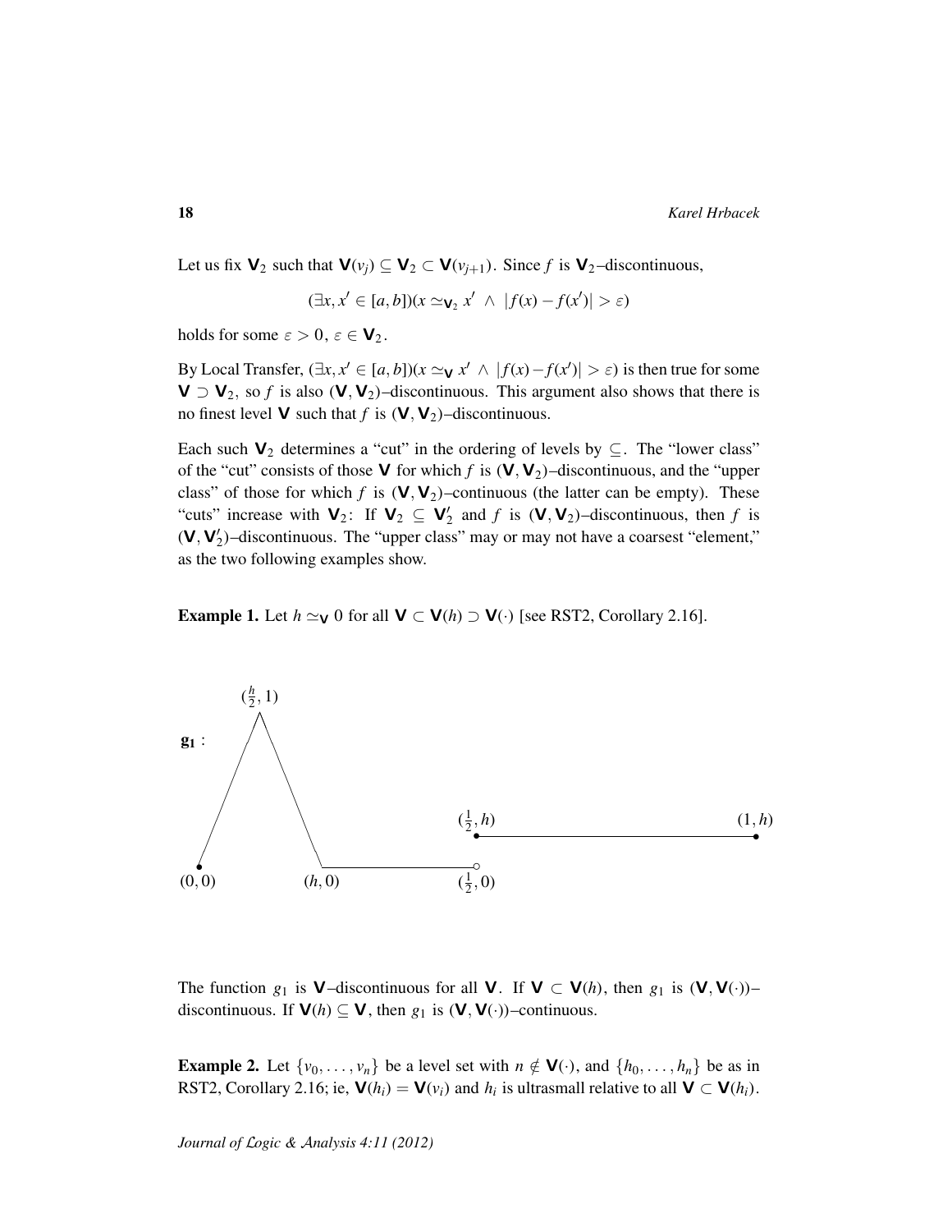Let us fix $\mathbf{V}_2$ such that $\mathbf{V}(v_j) \subseteq \mathbf{V}_2 \subset \mathbf{V}(v_{j+1})$. Since $f$ is $\mathbf{V}_2$–discontinuous,

$$(\exists x, x' \in [a,b])(x \simeq_{\mathbf{V}_2} x' \;\wedge\; |f(x) - f(x')| > \varepsilon)$$

holds for some $\varepsilon > 0$, $\varepsilon \in \mathbf{V}_2$.

By Local Transfer, $(\exists x, x' \in [a,b])(x \simeq_{\mathbf{V}} x' \;\wedge\; |f(x) - f(x')| > \varepsilon)$ is then true for some $\mathbf{V} \supset \mathbf{V}_2$, so $f$ is also $(\mathbf{V}, \mathbf{V}_2)$–discontinuous. This argument also shows that there is no finest level $\mathbf{V}$ such that $f$ is $(\mathbf{V}, \mathbf{V}_2)$–discontinuous.

Each such $\mathbf{V}_2$ determines a "cut" in the ordering of levels by $\subseteq$. The "lower class" of the "cut" consists of those $\mathbf{V}$ for which $f$ is $(\mathbf{V}, \mathbf{V}_2)$–discontinuous, and the "upper class" of those for which $f$ is $(\mathbf{V}, \mathbf{V}_2)$–continuous (the latter can be empty). These "cuts" increase with $\mathbf{V}_2$: If $\mathbf{V}_2 \subseteq \mathbf{V}_2'$ and $f$ is $(\mathbf{V}, \mathbf{V}_2)$–discontinuous, then $f$ is $(\mathbf{V}, \mathbf{V}_2')$–discontinuous. The "upper class" may or may not have a coarsest "element," as the two following examples show.

**Example 1.** Let $h \simeq_{\mathbf{V}} 0$ for all $\mathbf{V} \subset \mathbf{V}(h) \supset \mathbf{V}(\cdot)$ [see RST2, Corollary 2.16].

$\mathbf{g_1}$ : $(0,0)$, $(\frac{h}{2}, 1)$, $(h, 0)$, $(\frac{1}{2}, 0)$, $(\frac{1}{2}, h)$, $(1, h)$

The function $g_1$ is $\mathbf{V}$–discontinuous for all $\mathbf{V}$. If $\mathbf{V} \subset \mathbf{V}(h)$, then $g_1$ is $(\mathbf{V}, \mathbf{V}(\cdot))$–discontinuous. If $\mathbf{V}(h) \subseteq \mathbf{V}$, then $g_1$ is $(\mathbf{V}, \mathbf{V}(\cdot))$–continuous.

**Example 2.** Let $\{v_0, \ldots, v_n\}$ be a level set with $n \notin \mathbf{V}(\cdot)$, and $\{h_0, \ldots, h_n\}$ be as in RST2, Corollary 2.16; ie, $\mathbf{V}(h_i) = \mathbf{V}(v_i)$ and $h_i$ is ultrasmall relative to all $\mathbf{V} \subset \mathbf{V}(h_i)$.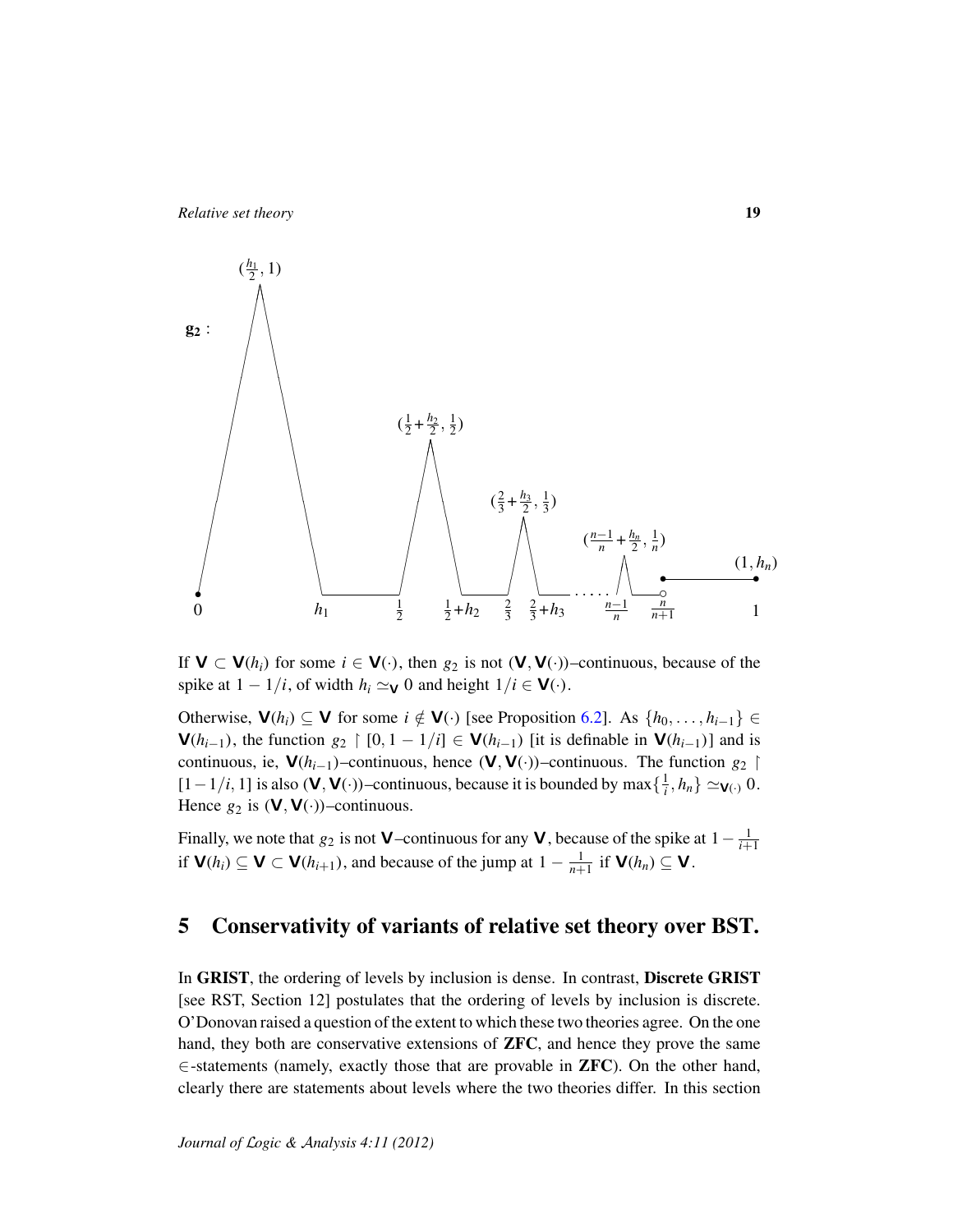If $\mathbf{V} \subset \mathbf{V}(h_i)$ for some $i \in \mathbf{V}(\cdot)$, then $g_2$ is not $(\mathbf{V}, \mathbf{V}(\cdot))$–continuous, because of the spike at $1 - 1/i$, of width $h_i \simeq_{\mathbf{V}} 0$ and height $1/i \in \mathbf{V}(\cdot)$.

Otherwise, $\mathbf{V}(h_i) \subseteq \mathbf{V}$ for some $i \notin \mathbf{V}(\cdot)$ [see Proposition 6.2]. As $\{h_0, \ldots, h_{i-1}\} \in \mathbf{V}(h_{i-1})$, the function $g_2 \restriction [0, 1 - 1/i] \in \mathbf{V}(h_{i-1})$ [it is definable in $\mathbf{V}(h_{i-1})$] and is continuous, ie, $\mathbf{V}(h_{i-1})$–continuous, hence $(\mathbf{V}, \mathbf{V}(\cdot))$–continuous. The function $g_2 \restriction [1 - 1/i, 1]$ is also $(\mathbf{V}, \mathbf{V}(\cdot))$–continuous, because it is bounded by $\max\{\frac{1}{i}, h_n\} \simeq_{\mathbf{V}(\cdot)} 0$. Hence $g_2$ is $(\mathbf{V}, \mathbf{V}(\cdot))$–continuous.

Finally, we note that $g_2$ is not $\mathbf{V}$–continuous for any $\mathbf{V}$, because of the spike at $1 - \frac{1}{i+1}$ if $\mathbf{V}(h_i) \subseteq \mathbf{V} \subset \mathbf{V}(h_{i+1})$, and because of the jump at $1 - \frac{1}{n+1}$ if $\mathbf{V}(h_n) \subseteq \mathbf{V}$.

## 5 Conservativity of variants of relative set theory over BST.

In **GRIST**, the ordering of levels by inclusion is dense. In contrast, **Discrete GRIST** [see RST, Section 12] postulates that the ordering of levels by inclusion is discrete. O'Donovan raised a question of the extent to which these two theories agree. On the one hand, they both are conservative extensions of **ZFC**, and hence they prove the same $\in$-statements (namely, exactly those that are provable in **ZFC**). On the other hand, clearly there are statements about levels where the two theories differ. In this section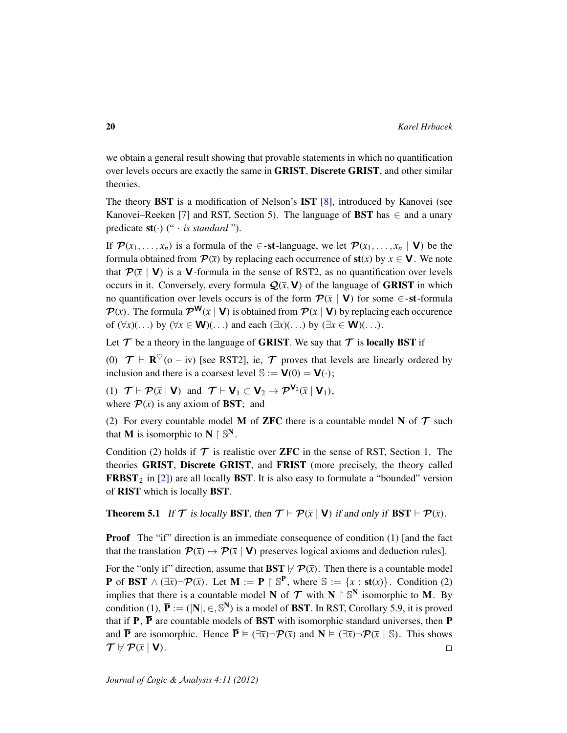we obtain a general result showing that provable statements in which no quantification over levels occurs are exactly the same in **GRIST**, **Discrete GRIST**, and other similar theories.

The theory **BST** is a modification of Nelson's **IST** [8], introduced by Kanovei (see Kanovei–Reeken [7] and RST, Section 5). The language of **BST** has $\in$ and a unary predicate $\mathbf{st}(\cdot)$ (" $\cdot$ *is standard* ").

If $\mathcal{P}(x_1, \ldots, x_n)$ is a formula of the $\in$-$\mathbf{st}$-language, we let $\mathcal{P}(x_1, \ldots, x_n \mid \mathbf{V})$ be the formula obtained from $\mathcal{P}(\overline{x})$ by replacing each occurrence of $\mathbf{st}(x)$ by $x \in \mathbf{V}$. We note that $\mathcal{P}(\overline{x} \mid \mathbf{V})$ is a $\mathbf{V}$-formula in the sense of RST2, as no quantification over levels occurs in it. Conversely, every formula $\mathcal{Q}(\overline{x}, \mathbf{V})$ of the language of **GRIST** in which no quantification over levels occurs is of the form $\mathcal{P}(\overline{x} \mid \mathbf{V})$ for some $\in$-$\mathbf{st}$-formula $\mathcal{P}(\overline{x})$. The formula $\mathcal{P}^{\mathbf{W}}(\overline{x} \mid \mathbf{V})$ is obtained from $\mathcal{P}(\overline{x} \mid \mathbf{V})$ by replacing each occurence of $(\forall x)(\ldots)$ by $(\forall x \in \mathbf{W})(\ldots)$ and each $(\exists x)(\ldots)$ by $(\exists x \in \mathbf{W})(\ldots)$.

Let $\mathcal{T}$ be a theory in the language of **GRIST**. We say that $\mathcal{T}$ is **locally BST** if

(0) $\mathcal{T} \vdash \mathbf{R}^{\heartsuit}(\text{o} - \text{iv})$ [see RST2], ie, $\mathcal{T}$ proves that levels are linearly ordered by inclusion and there is a coarsest level $\mathbb{S} := \mathbf{V}(0) = \mathbf{V}(\cdot)$;

(1) $\mathcal{T} \vdash \mathcal{P}(\overline{x} \mid \mathbf{V})$ and $\mathcal{T} \vdash \mathbf{V}_1 \subset \mathbf{V}_2 \rightarrow \mathcal{P}^{\mathbf{V}_2}(\overline{x} \mid \mathbf{V}_1)$,
where $\mathcal{P}(\overline{x})$ is any axiom of **BST**; and

(2) For every countable model $\mathbf{M}$ of **ZFC** there is a countable model $\mathbf{N}$ of $\mathcal{T}$ such that $\mathbf{M}$ is isomorphic to $\mathbf{N} \upharpoonright \mathbb{S}^{\mathbf{N}}$.

Condition (2) holds if $\mathcal{T}$ is realistic over **ZFC** in the sense of RST, Section 1. The theories **GRIST**, **Discrete GRIST**, and **FRIST** (more precisely, the theory called $\mathbf{FRBST}_2$ in [2]) are all locally **BST**. It is also easy to formulate a "bounded" version of **RIST** which is locally **BST**.

**Theorem 5.1** *If $\mathcal{T}$ is locally* **BST**, *then $\mathcal{T} \vdash \mathcal{P}(\overline{x} \mid \mathbf{V})$ if and only if* $\mathbf{BST} \vdash \mathcal{P}(\overline{x})$.

**Proof** The "if" direction is an immediate consequence of condition (1) [and the fact that the translation $\mathcal{P}(\overline{x}) \mapsto \mathcal{P}(\overline{x} \mid \mathbf{V})$ preserves logical axioms and deduction rules].

For the "only if" direction, assume that $\mathbf{BST} \nvdash \mathcal{P}(\overline{x})$. Then there is a countable model $\mathbf{P}$ of $\mathbf{BST} \wedge (\exists \overline{x}) \neg \mathcal{P}(\overline{x})$. Let $\mathbf{M} := \mathbf{P} \upharpoonright \mathbb{S}^{\mathbf{P}}$, where $\mathbb{S} := \{x : \mathbf{st}(x)\}$. Condition (2) implies that there is a countable model $\mathbf{N}$ of $\mathcal{T}$ with $\mathbf{N} \upharpoonright \mathbb{S}^{\mathbf{N}}$ isomorphic to $\mathbf{M}$. By condition (1), $\overline{\mathbf{P}} := (|\mathbf{N}|, \in, \mathbb{S}^{\mathbf{N}})$ is a model of **BST**. In RST, Corollary 5.9, it is proved that if $\mathbf{P}$, $\overline{\mathbf{P}}$ are countable models of **BST** with isomorphic standard universes, then $\mathbf{P}$ and $\overline{\mathbf{P}}$ are isomorphic. Hence $\overline{\mathbf{P}} \vDash (\exists \overline{x}) \neg \mathcal{P}(\overline{x})$ and $\mathbf{N} \vDash (\exists \overline{x}) \neg \mathcal{P}(\overline{x} \mid \mathbb{S})$. This shows $\mathcal{T} \nvdash \mathcal{P}(\overline{x} \mid \mathbf{V})$. $\square$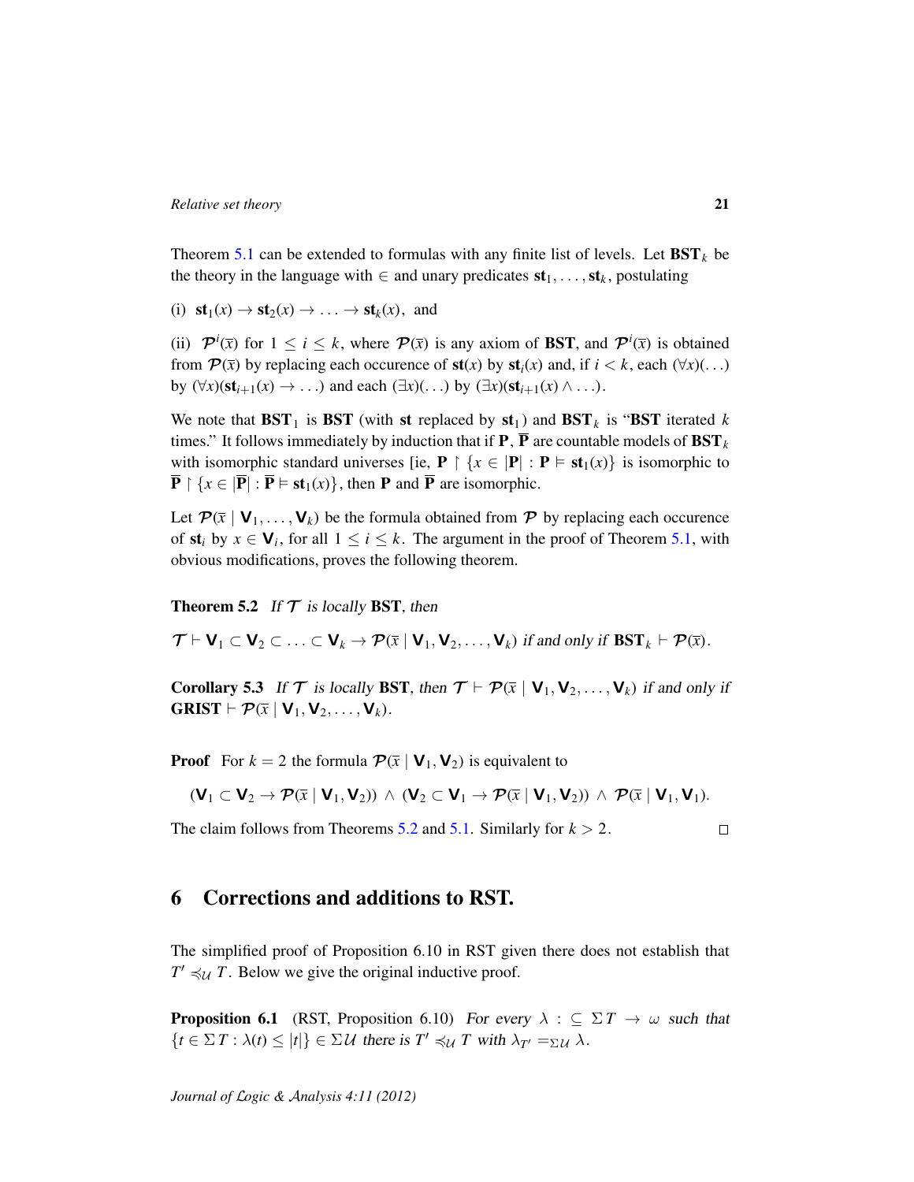Theorem 5.1 can be extended to formulas with any finite list of levels. Let $\mathbf{BST}_k$ be the theory in the language with $\in$ and unary predicates $\mathbf{st}_1, \ldots, \mathbf{st}_k$, postulating

(i) $\mathbf{st}_1(x) \to \mathbf{st}_2(x) \to \ldots \to \mathbf{st}_k(x)$, and

(ii) $\mathcal{P}^i(\overline{x})$ for $1 \leq i \leq k$, where $\mathcal{P}(\overline{x})$ is any axiom of $\mathbf{BST}$, and $\mathcal{P}^i(\overline{x})$ is obtained from $\mathcal{P}(\overline{x})$ by replacing each occurence of $\mathbf{st}(x)$ by $\mathbf{st}_i(x)$ and, if $i < k$, each $(\forall x)(\ldots)$ by $(\forall x)(\mathbf{st}_{i+1}(x) \to \ldots)$ and each $(\exists x)(\ldots)$ by $(\exists x)(\mathbf{st}_{i+1}(x) \wedge \ldots)$.

We note that $\mathbf{BST}_1$ is $\mathbf{BST}$ (with $\mathbf{st}$ replaced by $\mathbf{st}_1$) and $\mathbf{BST}_k$ is "$\mathbf{BST}$ iterated $k$ times." It follows immediately by induction that if $\mathbf{P}$, $\overline{\mathbf{P}}$ are countable models of $\mathbf{BST}_k$ with isomorphic standard universes [ie, $\mathbf{P} \restriction \{x \in |\mathbf{P}| : \mathbf{P} \models \mathbf{st}_1(x)\}$ is isomorphic to $\overline{\mathbf{P}} \restriction \{x \in |\overline{\mathbf{P}}| : \overline{\mathbf{P}} \models \mathbf{st}_1(x)\}$, then $\mathbf{P}$ and $\overline{\mathbf{P}}$ are isomorphic.

Let $\mathcal{P}(\overline{x} \mid \mathbf{V}_1, \ldots, \mathbf{V}_k)$ be the formula obtained from $\mathcal{P}$ by replacing each occurence of $\mathbf{st}_i$ by $x \in \mathbf{V}_i$, for all $1 \leq i \leq k$. The argument in the proof of Theorem 5.1, with obvious modifications, proves the following theorem.

**Theorem 5.2** *If $\mathcal{T}$ is locally* $\mathbf{BST}$, *then*

$$\mathcal{T} \vdash \mathbf{V}_1 \subset \mathbf{V}_2 \subset \ldots \subset \mathbf{V}_k \to \mathcal{P}(\overline{x} \mid \mathbf{V}_1, \mathbf{V}_2, \ldots, \mathbf{V}_k) \text{ if and only if } \mathbf{BST}_k \vdash \mathcal{P}(\overline{x}).$$

**Corollary 5.3** *If $\mathcal{T}$ is locally* $\mathbf{BST}$, *then $\mathcal{T} \vdash \mathcal{P}(\overline{x} \mid \mathbf{V}_1, \mathbf{V}_2, \ldots, \mathbf{V}_k)$ if and only if* $\mathbf{GRIST} \vdash \mathcal{P}(\overline{x} \mid \mathbf{V}_1, \mathbf{V}_2, \ldots, \mathbf{V}_k)$.

**Proof** For $k = 2$ the formula $\mathcal{P}(\overline{x} \mid \mathbf{V}_1, \mathbf{V}_2)$ is equivalent to

$$(\mathbf{V}_1 \subset \mathbf{V}_2 \to \mathcal{P}(\overline{x} \mid \mathbf{V}_1, \mathbf{V}_2)) \wedge (\mathbf{V}_2 \subset \mathbf{V}_1 \to \mathcal{P}(\overline{x} \mid \mathbf{V}_1, \mathbf{V}_2)) \wedge \mathcal{P}(\overline{x} \mid \mathbf{V}_1, \mathbf{V}_1).$$

The claim follows from Theorems 5.2 and 5.1. Similarly for $k > 2$. $\square$

## 6 Corrections and additions to RST.

The simplified proof of Proposition 6.10 in RST given there does not establish that $T' \preccurlyeq_{\mathcal{U}} T$. Below we give the original inductive proof.

**Proposition 6.1** (RST, Proposition 6.10) *For every $\lambda : \subseteq \Sigma T \to \omega$ such that $\{t \in \Sigma T : \lambda(t) \leq |t|\} \in \Sigma \mathcal{U}$ there is $T' \preccurlyeq_{\mathcal{U}} T$ with $\lambda_{T'} =_{\Sigma \mathcal{U}} \lambda$.*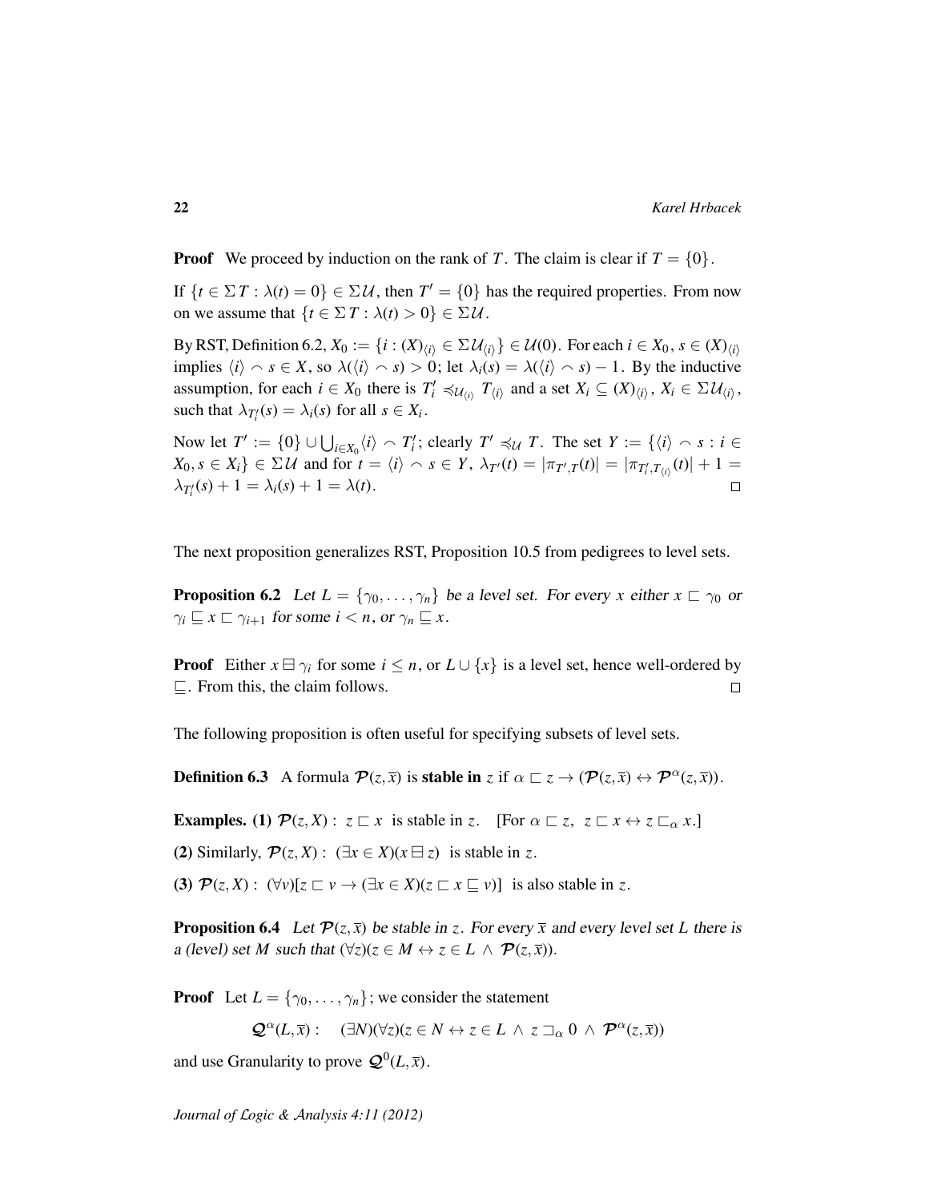**Proof** We proceed by induction on the rank of $T$. The claim is clear if $T = \{0\}$.

If $\{t \in \Sigma T : \lambda(t) = 0\} \in \Sigma \mathcal{U}$, then $T' = \{0\}$ has the required properties. From now on we assume that $\{t \in \Sigma T : \lambda(t) > 0\} \in \Sigma \mathcal{U}$.

By RST, Definition 6.2, $X_0 := \{i : (X)_{\langle i \rangle} \in \Sigma \mathcal{U}_{\langle i \rangle}\} \in \mathcal{U}(0)$. For each $i \in X_0$, $s \in (X)_{\langle i \rangle}$ implies $\langle i \rangle \frown s \in X$, so $\lambda(\langle i \rangle \frown s) > 0$; let $\lambda_i(s) = \lambda(\langle i \rangle \frown s) - 1$. By the inductive assumption, for each $i \in X_0$ there is $T'_i \preccurlyeq_{\mathcal{U}_{\langle i \rangle}} T_{\langle i \rangle}$ and a set $X_i \subseteq (X)_{\langle i \rangle}$, $X_i \in \Sigma \mathcal{U}_{\langle i \rangle}$, such that $\lambda_{T'_i}(s) = \lambda_i(s)$ for all $s \in X_i$.

Now let $T' := \{0\} \cup \bigcup_{i \in X_0} \langle i \rangle \frown T'_i$; clearly $T' \preccurlyeq_{\mathcal{U}} T$. The set $Y := \{\langle i \rangle \frown s : i \in X_0, s \in X_i\} \in \Sigma \mathcal{U}$ and for $t = \langle i \rangle \frown s \in Y$, $\lambda_{T'}(t) = |\pi_{T',T}(t)| = |\pi_{T'_i, T_{\langle i \rangle}}(t)| + 1 = \lambda_{T'_i}(s) + 1 = \lambda_i(s) + 1 = \lambda(t)$. $\square$

The next proposition generalizes RST, Proposition 10.5 from pedigrees to level sets.

**Proposition 6.2** *Let $L = \{\gamma_0, \ldots, \gamma_n\}$ be a level set. For every $x$ either $x \sqsubset \gamma_0$ or $\gamma_i \sqsubseteq x \sqsubset \gamma_{i+1}$ for some $i < n$, or $\gamma_n \sqsubseteq x$.*

**Proof** Either $x \boxminus \gamma_i$ for some $i \leq n$, or $L \cup \{x\}$ is a level set, hence well-ordered by $\sqsubseteq$. From this, the claim follows. $\square$

The following proposition is often useful for specifying subsets of level sets.

**Definition 6.3** A formula $\mathcal{P}(z, \overline{x})$ is **stable in** $z$ if $\alpha \sqsubset z \rightarrow (\mathcal{P}(z, \overline{x}) \leftrightarrow \mathcal{P}^{\alpha}(z, \overline{x}))$.

**Examples. (1)** $\mathcal{P}(z, X) :\ z \sqsubset x$ is stable in $z$. [For $\alpha \sqsubset z,\ z \sqsubset x \leftrightarrow z \sqsubset_{\alpha} x$.]

**(2)** Similarly, $\mathcal{P}(z, X) :\ (\exists x \in X)(x \boxminus z)$ is stable in $z$.

**(3)** $\mathcal{P}(z, X) :\ (\forall v)[z \sqsubset v \rightarrow (\exists x \in X)(z \sqsubset x \sqsubseteq v)]$ is also stable in $z$.

**Proposition 6.4** *Let $\mathcal{P}(z, \overline{x})$ be stable in $z$. For every $\overline{x}$ and every level set $L$ there is a (level) set $M$ such that $(\forall z)(z \in M \leftrightarrow z \in L \wedge \mathcal{P}(z, \overline{x}))$.*

**Proof** Let $L = \{\gamma_0, \ldots, \gamma_n\}$; we consider the statement

$$\mathcal{Q}^{\alpha}(L, \overline{x}) : \quad (\exists N)(\forall z)(z \in N \leftrightarrow z \in L \wedge z \sqsupset_{\alpha} 0 \wedge \mathcal{P}^{\alpha}(z, \overline{x}))$$

and use Granularity to prove $\mathcal{Q}^{0}(L, \overline{x})$.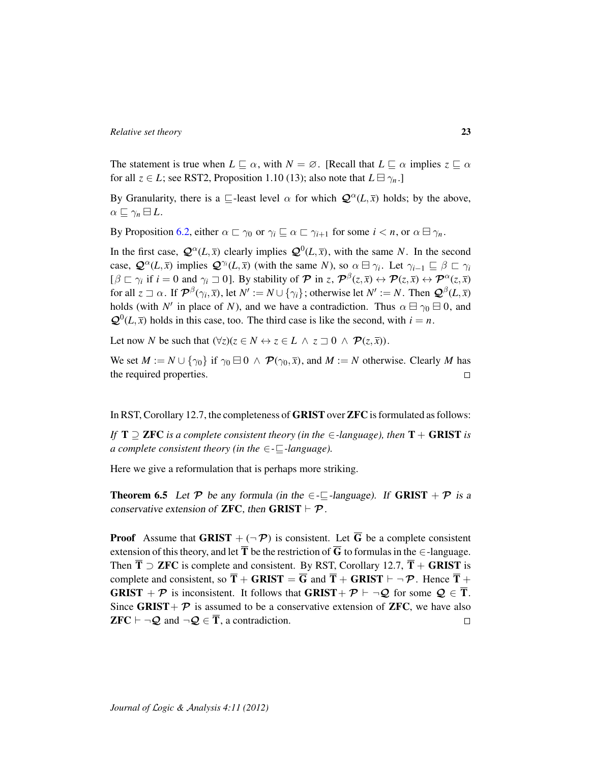The statement is true when $L \sqsubseteq \alpha$, with $N = \varnothing$. [Recall that $L \sqsubseteq \alpha$ implies $z \sqsubseteq \alpha$ for all $z \in L$; see RST2, Proposition 1.10 (13); also note that $L \boxminus \gamma_n$.]

By Granularity, there is a $\sqsubseteq$-least level $\alpha$ for which $\mathcal{Q}^{\alpha}(L, \overline{x})$ holds; by the above, $\alpha \sqsubseteq \gamma_n \boxminus L$.

By Proposition 6.2, either $\alpha \sqsubset \gamma_0$ or $\gamma_i \sqsubseteq \alpha \sqsubset \gamma_{i+1}$ for some $i < n$, or $\alpha \boxminus \gamma_n$.

In the first case, $\mathcal{Q}^{\alpha}(L, \overline{x})$ clearly implies $\mathcal{Q}^{0}(L, \overline{x})$, with the same $N$. In the second case, $\mathcal{Q}^{\alpha}(L, \overline{x})$ implies $\mathcal{Q}^{\gamma_i}(L, \overline{x})$ (with the same $N$), so $\alpha \boxminus \gamma_i$. Let $\gamma_{i-1} \sqsubseteq \beta \sqsubset \gamma_i$ [$\beta \sqsubset \gamma_i$ if $i = 0$ and $\gamma_i \sqsupset 0$]. By stability of $\mathcal{P}$ in $z$, $\mathcal{P}^{\beta}(z, \overline{x}) \leftrightarrow \mathcal{P}(z, \overline{x}) \leftrightarrow \mathcal{P}^{\alpha}(z, \overline{x})$ for all $z \sqsupset \alpha$. If $\mathcal{P}^{\beta}(\gamma_i, \overline{x})$, let $N' := N \cup \{\gamma_i\}$; otherwise let $N' := N$. Then $\mathcal{Q}^{\beta}(L, \overline{x})$ holds (with $N'$ in place of $N$), and we have a contradiction. Thus $\alpha \boxminus \gamma_0 \boxminus 0$, and $\mathcal{Q}^{0}(L, \overline{x})$ holds in this case, too. The third case is like the second, with $i = n$.

Let now $N$ be such that $(\forall z)(z \in N \leftrightarrow z \in L \wedge z \sqsupset 0 \wedge \mathcal{P}(z, \overline{x}))$.

We set $M := N \cup \{\gamma_0\}$ if $\gamma_0 \boxminus 0 \wedge \mathcal{P}(\gamma_0, \overline{x})$, and $M := N$ otherwise. Clearly $M$ has the required properties. $\square$

In RST, Corollary 12.7, the completeness of **GRIST** over **ZFC** is formulated as follows:

*If* $\mathbf{T} \supseteq \mathbf{ZFC}$ *is a complete consistent theory (in the* $\in$*-language), then* $\mathbf{T} + \mathbf{GRIST}$ *is a complete consistent theory (in the* $\in$*-*$\sqsubseteq$*-language).*

Here we give a reformulation that is perhaps more striking.

**Theorem 6.5** *Let* $\mathcal{P}$ *be any formula (in the* $\in$*-*$\sqsubseteq$*-language). If* $\mathbf{GRIST} + \mathcal{P}$ *is a conservative extension of* $\mathbf{ZFC}$*, then* $\mathbf{GRIST} \vdash \mathcal{P}$.

**Proof** Assume that $\mathbf{GRIST} + (\neg \mathcal{P})$ is consistent. Let $\overline{\mathbf{G}}$ be a complete consistent extension of this theory, and let $\overline{\mathbf{T}}$ be the restriction of $\overline{\mathbf{G}}$ to formulas in the $\in$-language. Then $\overline{\mathbf{T}} \supset \mathbf{ZFC}$ is complete and consistent. By RST, Corollary 12.7, $\overline{\mathbf{T}} + \mathbf{GRIST}$ is complete and consistent, so $\overline{\mathbf{T}} + \mathbf{GRIST} = \overline{\mathbf{G}}$ and $\overline{\mathbf{T}} + \mathbf{GRIST} \vdash \neg \mathcal{P}$. Hence $\overline{\mathbf{T}} + \mathbf{GRIST} + \mathcal{P}$ is inconsistent. It follows that $\mathbf{GRIST} + \mathcal{P} \vdash \neg \mathcal{Q}$ for some $\mathcal{Q} \in \overline{\mathbf{T}}$. Since $\mathbf{GRIST} + \mathcal{P}$ is assumed to be a conservative extension of $\mathbf{ZFC}$, we have also $\mathbf{ZFC} \vdash \neg \mathcal{Q}$ and $\neg \mathcal{Q} \in \overline{\mathbf{T}}$, a contradiction. $\square$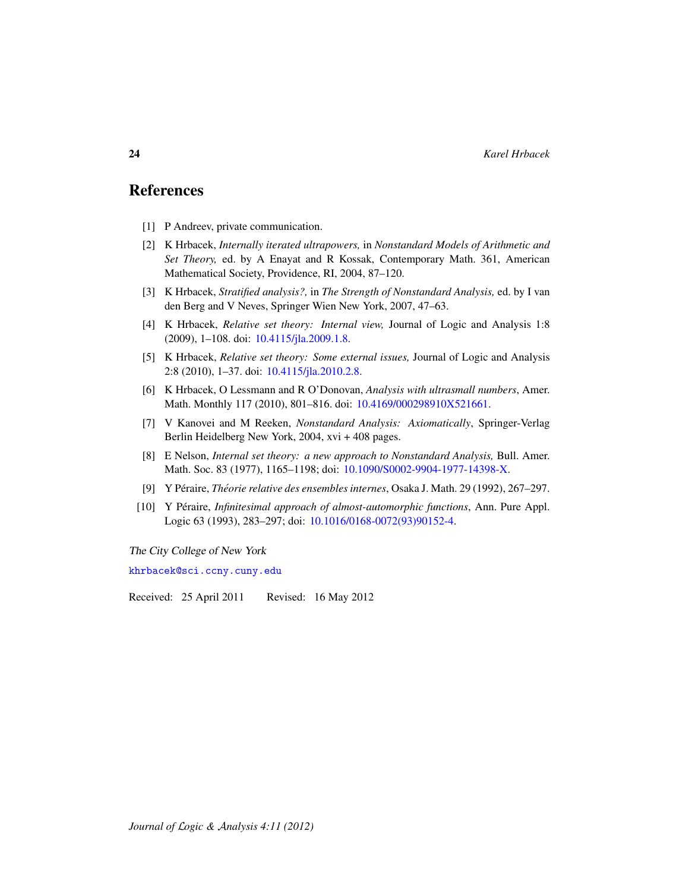# References

[1] P Andreev, private communication.

[2] K Hrbacek, *Internally iterated ultrapowers,* in *Nonstandard Models of Arithmetic and Set Theory,* ed. by A Enayat and R Kossak, Contemporary Math. 361, American Mathematical Society, Providence, RI, 2004, 87–120.

[3] K Hrbacek, *Stratified analysis?,* in *The Strength of Nonstandard Analysis,* ed. by I van den Berg and V Neves, Springer Wien New York, 2007, 47–63.

[4] K Hrbacek, *Relative set theory: Internal view,* Journal of Logic and Analysis 1:8 (2009), 1–108. doi: 10.4115/jla.2009.1.8.

[5] K Hrbacek, *Relative set theory: Some external issues,* Journal of Logic and Analysis 2:8 (2010), 1–37. doi: 10.4115/jla.2010.2.8.

[6] K Hrbacek, O Lessmann and R O'Donovan, *Analysis with ultrasmall numbers*, Amer. Math. Monthly 117 (2010), 801–816. doi: 10.4169/000298910X521661.

[7] V Kanovei and M Reeken, *Nonstandard Analysis: Axiomatically*, Springer-Verlag Berlin Heidelberg New York, 2004, xvi + 408 pages.

[8] E Nelson, *Internal set theory: a new approach to Nonstandard Analysis,* Bull. Amer. Math. Soc. 83 (1977), 1165–1198; doi: 10.1090/S0002-9904-1977-14398-X.

[9] Y Péraire, *Théorie relative des ensembles internes*, Osaka J. Math. 29 (1992), 267–297.

[10] Y Péraire, *Infinitesimal approach of almost-automorphic functions*, Ann. Pure Appl. Logic 63 (1993), 283–297; doi: 10.1016/0168-0072(93)90152-4.

*The City College of New York*

khrbacek@sci.ccny.cuny.edu

Received: 25 April 2011 Revised: 16 May 2012